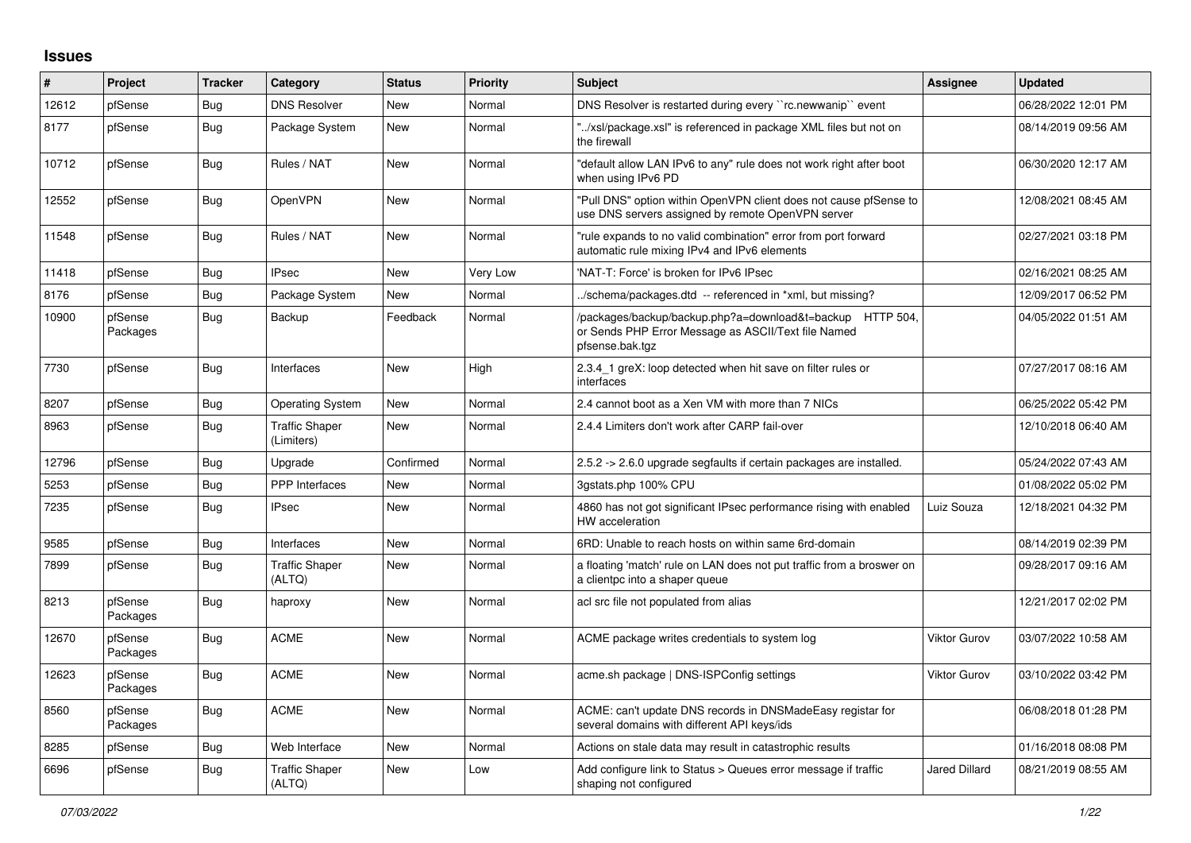# Issues

| # | Project | Tracker | Category | Status | Priority | Subject | Assignee | Updated |
|---|---|---|---|---|---|---|---|---|
| 12612 | pfSense | Bug | DNS Resolver | New | Normal | DNS Resolver is restarted during every ``rc.newwanip`` event | | 06/28/2022 12:01 PM |
| 8177 | pfSense | Bug | Package System | New | Normal | "../xsl/package.xsl" is referenced in package XML files but not on the firewall | | 08/14/2019 09:56 AM |
| 10712 | pfSense | Bug | Rules / NAT | New | Normal | "default allow LAN IPv6 to any" rule does not work right after boot when using IPv6 PD | | 06/30/2020 12:17 AM |
| 12552 | pfSense | Bug | OpenVPN | New | Normal | "Pull DNS" option within OpenVPN client does not cause pfSense to use DNS servers assigned by remote OpenVPN server | | 12/08/2021 08:45 AM |
| 11548 | pfSense | Bug | Rules / NAT | New | Normal | "rule expands to no valid combination" error from port forward automatic rule mixing IPv4 and IPv6 elements | | 02/27/2021 03:18 PM |
| 11418 | pfSense | Bug | IPsec | New | Very Low | 'NAT-T: Force' is broken for IPv6 IPsec | | 02/16/2021 08:25 AM |
| 8176 | pfSense | Bug | Package System | New | Normal | ../schema/packages.dtd -- referenced in *xml, but missing? | | 12/09/2017 06:52 PM |
| 10900 | pfSense Packages | Bug | Backup | Feedback | Normal | /packages/backup/backup.php?a=download&t=backup HTTP 504, or Sends PHP Error Message as ASCII/Text file Named pfsense.bak.tgz | | 04/05/2022 01:51 AM |
| 7730 | pfSense | Bug | Interfaces | New | High | 2.3.4_1 greX: loop detected when hit save on filter rules or interfaces | | 07/27/2017 08:16 AM |
| 8207 | pfSense | Bug | Operating System | New | Normal | 2.4 cannot boot as a Xen VM with more than 7 NICs | | 06/25/2022 05:42 PM |
| 8963 | pfSense | Bug | Traffic Shaper (Limiters) | New | Normal | 2.4.4 Limiters don't work after CARP fail-over | | 12/10/2018 06:40 AM |
| 12796 | pfSense | Bug | Upgrade | Confirmed | Normal | 2.5.2 -> 2.6.0 upgrade segfaults if certain packages are installed. | | 05/24/2022 07:43 AM |
| 5253 | pfSense | Bug | PPP Interfaces | New | Normal | 3gstats.php 100% CPU | | 01/08/2022 05:02 PM |
| 7235 | pfSense | Bug | IPsec | New | Normal | 4860 has not got significant IPsec performance rising with enabled HW acceleration | Luiz Souza | 12/18/2021 04:32 PM |
| 9585 | pfSense | Bug | Interfaces | New | Normal | 6RD: Unable to reach hosts on within same 6rd-domain | | 08/14/2019 02:39 PM |
| 7899 | pfSense | Bug | Traffic Shaper (ALTQ) | New | Normal | a floating 'match' rule on LAN does not put traffic from a broswer on a clientpc into a shaper queue | | 09/28/2017 09:16 AM |
| 8213 | pfSense Packages | Bug | haproxy | New | Normal | acl src file not populated from alias | | 12/21/2017 02:02 PM |
| 12670 | pfSense Packages | Bug | ACME | New | Normal | ACME package writes credentials to system log | Viktor Gurov | 03/07/2022 10:58 AM |
| 12623 | pfSense Packages | Bug | ACME | New | Normal | acme.sh package \| DNS-ISPConfig settings | Viktor Gurov | 03/10/2022 03:42 PM |
| 8560 | pfSense Packages | Bug | ACME | New | Normal | ACME: can't update DNS records in DNSMadeEasy registar for several domains with different API keys/ids | | 06/08/2018 01:28 PM |
| 8285 | pfSense | Bug | Web Interface | New | Normal | Actions on stale data may result in catastrophic results | | 01/16/2018 08:08 PM |
| 6696 | pfSense | Bug | Traffic Shaper (ALTQ) | New | Low | Add configure link to Status > Queues error message if traffic shaping not configured | Jared Dillard | 08/21/2019 08:55 AM |

*07/03/2022*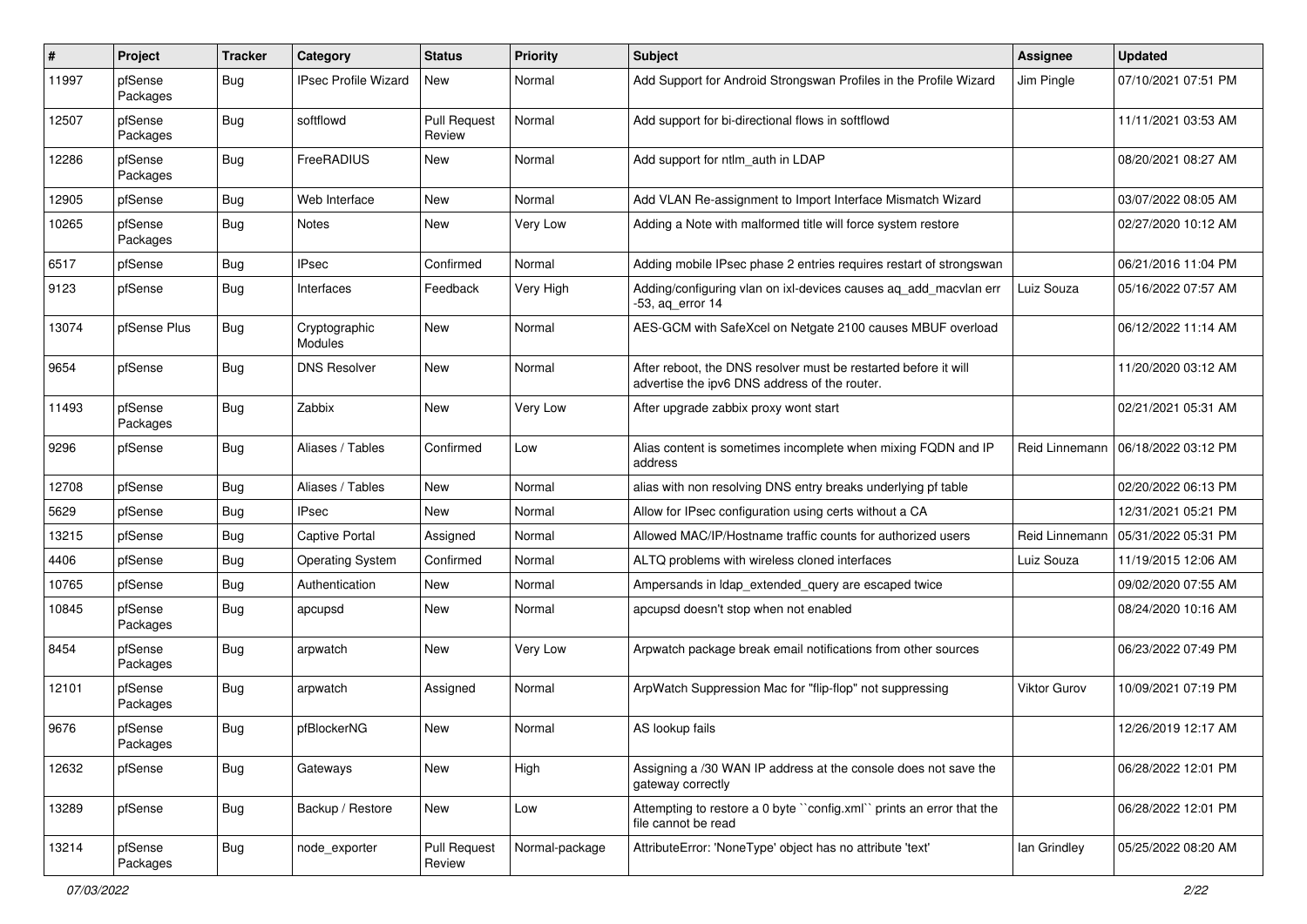| # | Project | Tracker | Category | Status | Priority | Subject | Assignee | Updated |
|---|---|---|---|---|---|---|---|---|
| 11997 | pfSense Packages | Bug | IPsec Profile Wizard | New | Normal | Add Support for Android Strongswan Profiles in the Profile Wizard | Jim Pingle | 07/10/2021 07:51 PM |
| 12507 | pfSense Packages | Bug | softflowd | Pull Request Review | Normal | Add support for bi-directional flows in softflowd | | 11/11/2021 03:53 AM |
| 12286 | pfSense Packages | Bug | FreeRADIUS | New | Normal | Add support for ntlm_auth in LDAP | | 08/20/2021 08:27 AM |
| 12905 | pfSense | Bug | Web Interface | New | Normal | Add VLAN Re-assignment to Import Interface Mismatch Wizard | | 03/07/2022 08:05 AM |
| 10265 | pfSense Packages | Bug | Notes | New | Very Low | Adding a Note with malformed title will force system restore | | 02/27/2020 10:12 AM |
| 6517 | pfSense | Bug | IPsec | Confirmed | Normal | Adding mobile IPsec phase 2 entries requires restart of strongswan | | 06/21/2016 11:04 PM |
| 9123 | pfSense | Bug | Interfaces | Feedback | Very High | Adding/configuring vlan on ixl-devices causes aq_add_macvlan err -53, aq_error 14 | Luiz Souza | 05/16/2022 07:57 AM |
| 13074 | pfSense Plus | Bug | Cryptographic Modules | New | Normal | AES-GCM with SafeXcel on Netgate 2100 causes MBUF overload | | 06/12/2022 11:14 AM |
| 9654 | pfSense | Bug | DNS Resolver | New | Normal | After reboot, the DNS resolver must be restarted before it will advertise the ipv6 DNS address of the router. | | 11/20/2020 03:12 AM |
| 11493 | pfSense Packages | Bug | Zabbix | New | Very Low | After upgrade zabbix proxy wont start | | 02/21/2021 05:31 AM |
| 9296 | pfSense | Bug | Aliases / Tables | Confirmed | Low | Alias content is sometimes incomplete when mixing FQDN and IP address | Reid Linnemann | 06/18/2022 03:12 PM |
| 12708 | pfSense | Bug | Aliases / Tables | New | Normal | alias with non resolving DNS entry breaks underlying pf table | | 02/20/2022 06:13 PM |
| 5629 | pfSense | Bug | IPsec | New | Normal | Allow for IPsec configuration using certs without a CA | | 12/31/2021 05:21 PM |
| 13215 | pfSense | Bug | Captive Portal | Assigned | Normal | Allowed MAC/IP/Hostname traffic counts for authorized users | Reid Linnemann | 05/31/2022 05:31 PM |
| 4406 | pfSense | Bug | Operating System | Confirmed | Normal | ALTQ problems with wireless cloned interfaces | Luiz Souza | 11/19/2015 12:06 AM |
| 10765 | pfSense | Bug | Authentication | New | Normal | Ampersands in ldap_extended_query are escaped twice | | 09/02/2020 07:55 AM |
| 10845 | pfSense Packages | Bug | apcupsd | New | Normal | apcupsd doesn't stop when not enabled | | 08/24/2020 10:16 AM |
| 8454 | pfSense Packages | Bug | arpwatch | New | Very Low | Arpwatch package break email notifications from other sources | | 06/23/2022 07:49 PM |
| 12101 | pfSense Packages | Bug | arpwatch | Assigned | Normal | ArpWatch Suppression Mac for "flip-flop" not suppressing | Viktor Gurov | 10/09/2021 07:19 PM |
| 9676 | pfSense Packages | Bug | pfBlockerNG | New | Normal | AS lookup fails | | 12/26/2019 12:17 AM |
| 12632 | pfSense | Bug | Gateways | New | High | Assigning a /30 WAN IP address at the console does not save the gateway correctly | | 06/28/2022 12:01 PM |
| 13289 | pfSense | Bug | Backup / Restore | New | Low | Attempting to restore a 0 byte ``config.xml`` prints an error that the file cannot be read | | 06/28/2022 12:01 PM |
| 13214 | pfSense Packages | Bug | node_exporter | Pull Request Review | Normal-package | AttributeError: 'NoneType' object has no attribute 'text' | Ian Grindley | 05/25/2022 08:20 AM |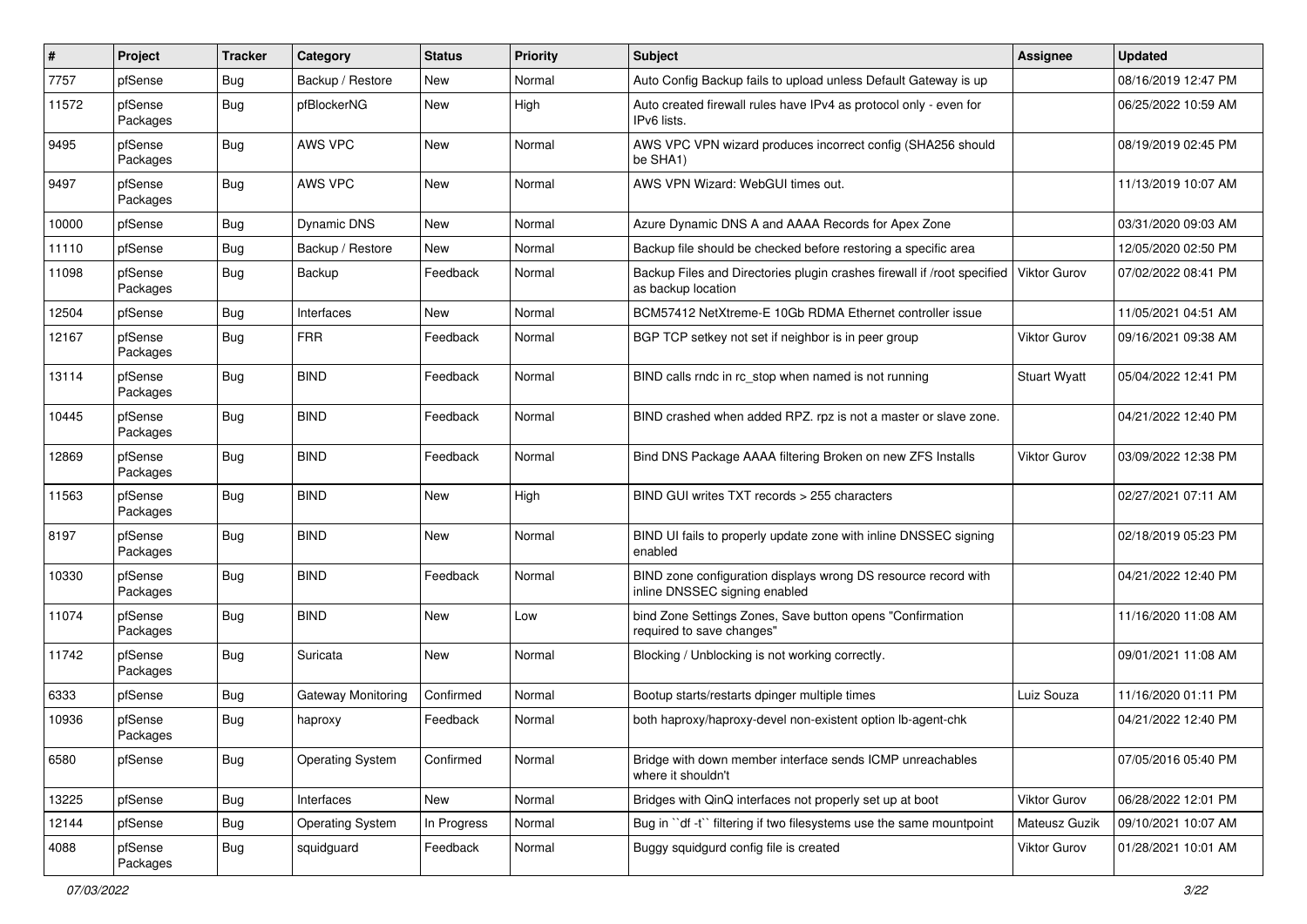| # | Project | Tracker | Category | Status | Priority | Subject | Assignee | Updated |
|---|---|---|---|---|---|---|---|---|
| 7757 | pfSense | Bug | Backup / Restore | New | Normal | Auto Config Backup fails to upload unless Default Gateway is up | | 08/16/2019 12:47 PM |
| 11572 | pfSense Packages | Bug | pfBlockerNG | New | High | Auto created firewall rules have IPv4 as protocol only - even for IPv6 lists. | | 06/25/2022 10:59 AM |
| 9495 | pfSense Packages | Bug | AWS VPC | New | Normal | AWS VPC VPN wizard produces incorrect config (SHA256 should be SHA1) | | 08/19/2019 02:45 PM |
| 9497 | pfSense Packages | Bug | AWS VPC | New | Normal | AWS VPN Wizard: WebGUI times out. | | 11/13/2019 10:07 AM |
| 10000 | pfSense | Bug | Dynamic DNS | New | Normal | Azure Dynamic DNS A and AAAA Records for Apex Zone | | 03/31/2020 09:03 AM |
| 11110 | pfSense | Bug | Backup / Restore | New | Normal | Backup file should be checked before restoring a specific area | | 12/05/2020 02:50 PM |
| 11098 | pfSense Packages | Bug | Backup | Feedback | Normal | Backup Files and Directories plugin crashes firewall if /root specified as backup location | Viktor Gurov | 07/02/2022 08:41 PM |
| 12504 | pfSense | Bug | Interfaces | New | Normal | BCM57412 NetXtreme-E 10Gb RDMA Ethernet controller issue | | 11/05/2021 04:51 AM |
| 12167 | pfSense Packages | Bug | FRR | Feedback | Normal | BGP TCP setkey not set if neighbor is in peer group | Viktor Gurov | 09/16/2021 09:38 AM |
| 13114 | pfSense Packages | Bug | BIND | Feedback | Normal | BIND calls rndc in rc_stop when named is not running | Stuart Wyatt | 05/04/2022 12:41 PM |
| 10445 | pfSense Packages | Bug | BIND | Feedback | Normal | BIND crashed when added RPZ. rpz is not a master or slave zone. | | 04/21/2022 12:40 PM |
| 12869 | pfSense Packages | Bug | BIND | Feedback | Normal | Bind DNS Package AAAA filtering Broken on new ZFS Installs | Viktor Gurov | 03/09/2022 12:38 PM |
| 11563 | pfSense Packages | Bug | BIND | New | High | BIND GUI writes TXT records > 255 characters | | 02/27/2021 07:11 AM |
| 8197 | pfSense Packages | Bug | BIND | New | Normal | BIND UI fails to properly update zone with inline DNSSEC signing enabled | | 02/18/2019 05:23 PM |
| 10330 | pfSense Packages | Bug | BIND | Feedback | Normal | BIND zone configuration displays wrong DS resource record with inline DNSSEC signing enabled | | 04/21/2022 12:40 PM |
| 11074 | pfSense Packages | Bug | BIND | New | Low | bind Zone Settings Zones, Save button opens "Confirmation required to save changes" | | 11/16/2020 11:08 AM |
| 11742 | pfSense Packages | Bug | Suricata | New | Normal | Blocking / Unblocking is not working correctly. | | 09/01/2021 11:08 AM |
| 6333 | pfSense | Bug | Gateway Monitoring | Confirmed | Normal | Bootup starts/restarts dpinger multiple times | Luiz Souza | 11/16/2020 01:11 PM |
| 10936 | pfSense Packages | Bug | haproxy | Feedback | Normal | both haproxy/haproxy-devel non-existent option lb-agent-chk | | 04/21/2022 12:40 PM |
| 6580 | pfSense | Bug | Operating System | Confirmed | Normal | Bridge with down member interface sends ICMP unreachables where it shouldn't | | 07/05/2016 05:40 PM |
| 13225 | pfSense | Bug | Interfaces | New | Normal | Bridges with QinQ interfaces not properly set up at boot | Viktor Gurov | 06/28/2022 12:01 PM |
| 12144 | pfSense | Bug | Operating System | In Progress | Normal | Bug in ``df -t`` filtering if two filesystems use the same mountpoint | Mateusz Guzik | 09/10/2021 10:07 AM |
| 4088 | pfSense Packages | Bug | squidguard | Feedback | Normal | Buggy squidgurd config file is created | Viktor Gurov | 01/28/2021 10:01 AM |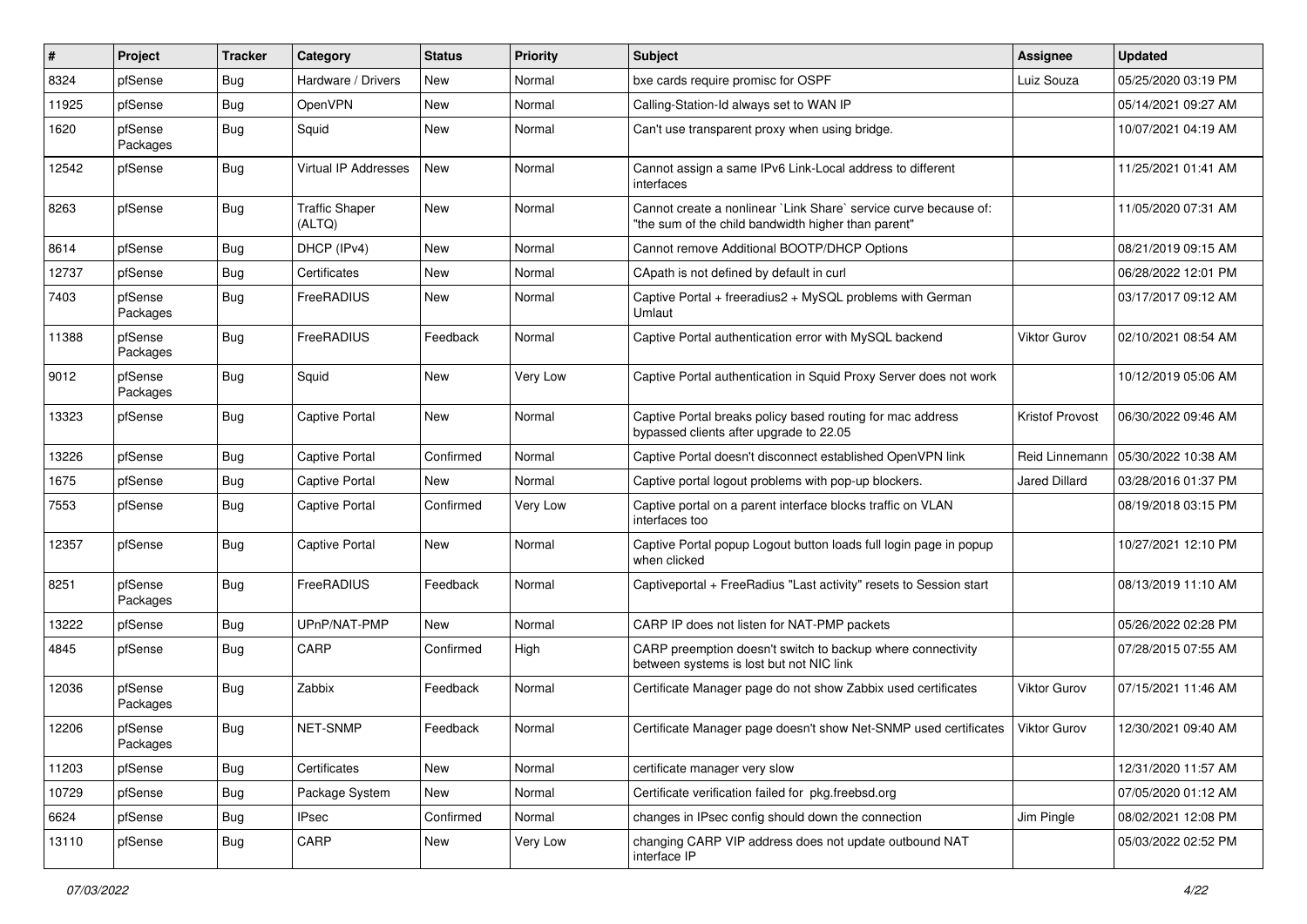| # | Project | Tracker | Category | Status | Priority | Subject | Assignee | Updated |
|---|---|---|---|---|---|---|---|---|
| 8324 | pfSense | Bug | Hardware / Drivers | New | Normal | bxe cards require promisc for OSPF | Luiz Souza | 05/25/2020 03:19 PM |
| 11925 | pfSense | Bug | OpenVPN | New | Normal | Calling-Station-Id always set to WAN IP | | 05/14/2021 09:27 AM |
| 1620 | pfSense Packages | Bug | Squid | New | Normal | Can't use transparent proxy when using bridge. | | 10/07/2021 04:19 AM |
| 12542 | pfSense | Bug | Virtual IP Addresses | New | Normal | Cannot assign a same IPv6 Link-Local address to different interfaces | | 11/25/2021 01:41 AM |
| 8263 | pfSense | Bug | Traffic Shaper (ALTQ) | New | Normal | Cannot create a nonlinear `Link Share` service curve because of: "the sum of the child bandwidth higher than parent" | | 11/05/2020 07:31 AM |
| 8614 | pfSense | Bug | DHCP (IPv4) | New | Normal | Cannot remove Additional BOOTP/DHCP Options | | 08/21/2019 09:15 AM |
| 12737 | pfSense | Bug | Certificates | New | Normal | CApath is not defined by default in curl | | 06/28/2022 12:01 PM |
| 7403 | pfSense Packages | Bug | FreeRADIUS | New | Normal | Captive Portal + freeradius2 + MySQL problems with German Umlaut | | 03/17/2017 09:12 AM |
| 11388 | pfSense Packages | Bug | FreeRADIUS | Feedback | Normal | Captive Portal authentication error with MySQL backend | Viktor Gurov | 02/10/2021 08:54 AM |
| 9012 | pfSense Packages | Bug | Squid | New | Very Low | Captive Portal authentication in Squid Proxy Server does not work | | 10/12/2019 05:06 AM |
| 13323 | pfSense | Bug | Captive Portal | New | Normal | Captive Portal breaks policy based routing for mac address bypassed clients after upgrade to 22.05 | Kristof Provost | 06/30/2022 09:46 AM |
| 13226 | pfSense | Bug | Captive Portal | Confirmed | Normal | Captive Portal doesn't disconnect established OpenVPN link | Reid Linnemann | 05/30/2022 10:38 AM |
| 1675 | pfSense | Bug | Captive Portal | New | Normal | Captive portal logout problems with pop-up blockers. | Jared Dillard | 03/28/2016 01:37 PM |
| 7553 | pfSense | Bug | Captive Portal | Confirmed | Very Low | Captive portal on a parent interface blocks traffic on VLAN interfaces too | | 08/19/2018 03:15 PM |
| 12357 | pfSense | Bug | Captive Portal | New | Normal | Captive Portal popup Logout button loads full login page in popup when clicked | | 10/27/2021 12:10 PM |
| 8251 | pfSense Packages | Bug | FreeRADIUS | Feedback | Normal | Captiveportal + FreeRadius "Last activity" resets to Session start | | 08/13/2019 11:10 AM |
| 13222 | pfSense | Bug | UPnP/NAT-PMP | New | Normal | CARP IP does not listen for NAT-PMP packets | | 05/26/2022 02:28 PM |
| 4845 | pfSense | Bug | CARP | Confirmed | High | CARP preemption doesn't switch to backup where connectivity between systems is lost but not NIC link | | 07/28/2015 07:55 AM |
| 12036 | pfSense Packages | Bug | Zabbix | Feedback | Normal | Certificate Manager page do not show Zabbix used certificates | Viktor Gurov | 07/15/2021 11:46 AM |
| 12206 | pfSense Packages | Bug | NET-SNMP | Feedback | Normal | Certificate Manager page doesn't show Net-SNMP used certificates | Viktor Gurov | 12/30/2021 09:40 AM |
| 11203 | pfSense | Bug | Certificates | New | Normal | certificate manager very slow | | 12/31/2020 11:57 AM |
| 10729 | pfSense | Bug | Package System | New | Normal | Certificate verification failed for pkg.freebsd.org | | 07/05/2020 01:12 AM |
| 6624 | pfSense | Bug | IPsec | Confirmed | Normal | changes in IPsec config should down the connection | Jim Pingle | 08/02/2021 12:08 PM |
| 13110 | pfSense | Bug | CARP | New | Very Low | changing CARP VIP address does not update outbound NAT interface IP | | 05/03/2022 02:52 PM |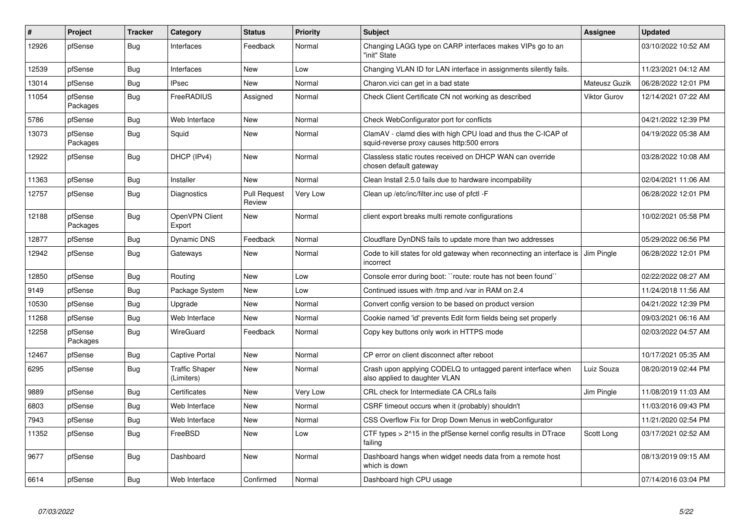| # | Project | Tracker | Category | Status | Priority | Subject | Assignee | Updated |
|---|---|---|---|---|---|---|---|---|
| 12926 | pfSense | Bug | Interfaces | Feedback | Normal | Changing LAGG type on CARP interfaces makes VIPs go to an "init" State | | 03/10/2022 10:52 AM |
| 12539 | pfSense | Bug | Interfaces | New | Low | Changing VLAN ID for LAN interface in assignments silently fails. | | 11/23/2021 04:12 AM |
| 13014 | pfSense | Bug | IPsec | New | Normal | Charon.vici can get in a bad state | Mateusz Guzik | 06/28/2022 12:01 PM |
| 11054 | pfSense Packages | Bug | FreeRADIUS | Assigned | Normal | Check Client Certificate CN not working as described | Viktor Gurov | 12/14/2021 07:22 AM |
| 5786 | pfSense | Bug | Web Interface | New | Normal | Check WebConfigurator port for conflicts | | 04/21/2022 12:39 PM |
| 13073 | pfSense Packages | Bug | Squid | New | Normal | ClamAV - clamd dies with high CPU load and thus the C-ICAP of squid-reverse proxy causes http:500 errors | | 04/19/2022 05:38 AM |
| 12922 | pfSense | Bug | DHCP (IPv4) | New | Normal | Classless static routes received on DHCP WAN can override chosen default gateway | | 03/28/2022 10:08 AM |
| 11363 | pfSense | Bug | Installer | New | Normal | Clean Install 2.5.0 fails due to hardware incompability | | 02/04/2021 11:06 AM |
| 12757 | pfSense | Bug | Diagnostics | Pull Request Review | Very Low | Clean up /etc/inc/filter.inc use of pfctl -F | | 06/28/2022 12:01 PM |
| 12188 | pfSense Packages | Bug | OpenVPN Client Export | New | Normal | client export breaks multi remote configurations | | 10/02/2021 05:58 PM |
| 12877 | pfSense | Bug | Dynamic DNS | Feedback | Normal | Cloudflare DynDNS fails to update more than two addresses | | 05/29/2022 06:56 PM |
| 12942 | pfSense | Bug | Gateways | New | Normal | Code to kill states for old gateway when reconnecting an interface is incorrect | Jim Pingle | 06/28/2022 12:01 PM |
| 12850 | pfSense | Bug | Routing | New | Low | Console error during boot: ``route: route has not been found`` | | 02/22/2022 08:27 AM |
| 9149 | pfSense | Bug | Package System | New | Low | Continued issues with /tmp and /var in RAM on 2.4 | | 11/24/2018 11:56 AM |
| 10530 | pfSense | Bug | Upgrade | New | Normal | Convert config version to be based on product version | | 04/21/2022 12:39 PM |
| 11268 | pfSense | Bug | Web Interface | New | Normal | Cookie named 'id' prevents Edit form fields being set properly | | 09/03/2021 06:16 AM |
| 12258 | pfSense Packages | Bug | WireGuard | Feedback | Normal | Copy key buttons only work in HTTPS mode | | 02/03/2022 04:57 AM |
| 12467 | pfSense | Bug | Captive Portal | New | Normal | CP error on client disconnect after reboot | | 10/17/2021 05:35 AM |
| 6295 | pfSense | Bug | Traffic Shaper (Limiters) | New | Normal | Crash upon applying CODELQ to untagged parent interface when also applied to daughter VLAN | Luiz Souza | 08/20/2019 02:44 PM |
| 9889 | pfSense | Bug | Certificates | New | Very Low | CRL check for Intermediate CA CRLs fails | Jim Pingle | 11/08/2019 11:03 AM |
| 6803 | pfSense | Bug | Web Interface | New | Normal | CSRF timeout occurs when it (probably) shouldn't | | 11/03/2016 09:43 PM |
| 7943 | pfSense | Bug | Web Interface | New | Normal | CSS Overflow Fix for Drop Down Menus in webConfigurator | | 11/21/2020 02:54 PM |
| 11352 | pfSense | Bug | FreeBSD | New | Low | CTF types > 2^15 in the pfSense kernel config results in DTrace failing | Scott Long | 03/17/2021 02:52 AM |
| 9677 | pfSense | Bug | Dashboard | New | Normal | Dashboard hangs when widget needs data from a remote host which is down | | 08/13/2019 09:15 AM |
| 6614 | pfSense | Bug | Web Interface | Confirmed | Normal | Dashboard high CPU usage | | 07/14/2016 03:04 PM |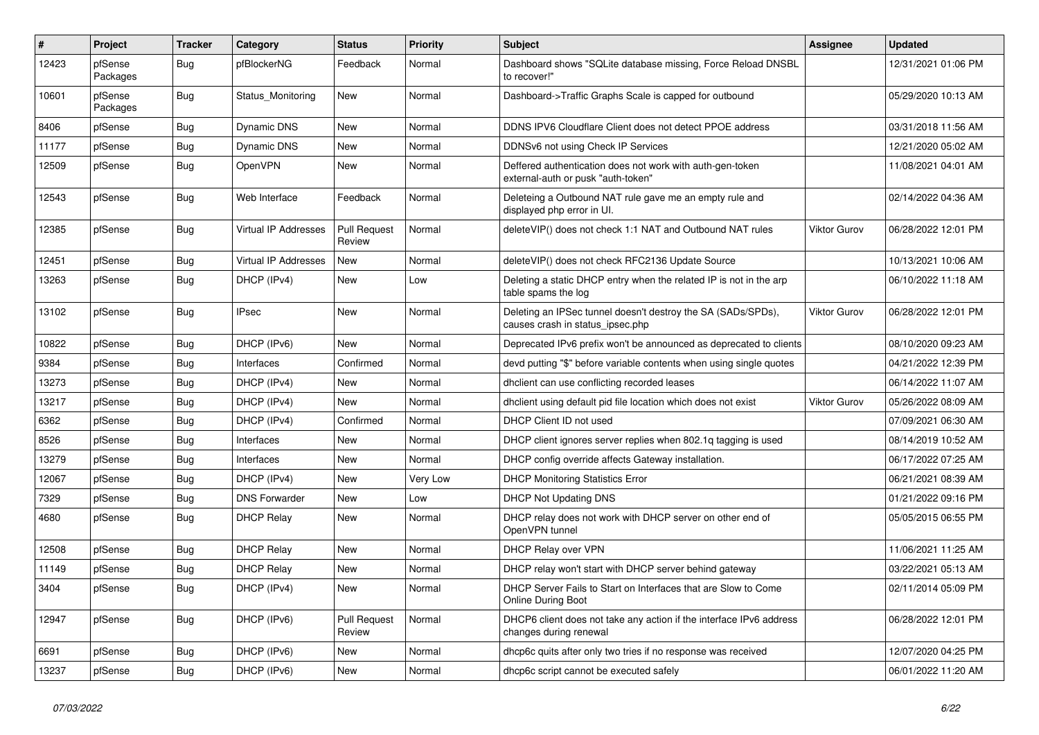| # | Project | Tracker | Category | Status | Priority | Subject | Assignee | Updated |
| --- | --- | --- | --- | --- | --- | --- | --- | --- |
| 12423 | pfSense Packages | Bug | pfBlockerNG | Feedback | Normal | Dashboard shows "SQLite database missing, Force Reload DNSBL to recover!" | | 12/31/2021 01:06 PM |
| 10601 | pfSense Packages | Bug | Status_Monitoring | New | Normal | Dashboard->Traffic Graphs Scale is capped for outbound | | 05/29/2020 10:13 AM |
| 8406 | pfSense | Bug | Dynamic DNS | New | Normal | DDNS IPV6 Cloudflare Client does not detect PPOE address | | 03/31/2018 11:56 AM |
| 11177 | pfSense | Bug | Dynamic DNS | New | Normal | DDNSv6 not using Check IP Services | | 12/21/2020 05:02 AM |
| 12509 | pfSense | Bug | OpenVPN | New | Normal | Deffered authentication does not work with auth-gen-token external-auth or pusk "auth-token" | | 11/08/2021 04:01 AM |
| 12543 | pfSense | Bug | Web Interface | Feedback | Normal | Deleteing a Outbound NAT rule gave me an empty rule and displayed php error in UI. | | 02/14/2022 04:36 AM |
| 12385 | pfSense | Bug | Virtual IP Addresses | Pull Request Review | Normal | deleteVIP() does not check 1:1 NAT and Outbound NAT rules | Viktor Gurov | 06/28/2022 12:01 PM |
| 12451 | pfSense | Bug | Virtual IP Addresses | New | Normal | deleteVIP() does not check RFC2136 Update Source | | 10/13/2021 10:06 AM |
| 13263 | pfSense | Bug | DHCP (IPv4) | New | Low | Deleting a static DHCP entry when the related IP is not in the arp table spams the log | | 06/10/2022 11:18 AM |
| 13102 | pfSense | Bug | IPsec | New | Normal | Deleting an IPSec tunnel doesn't destroy the SA (SADs/SPDs), causes crash in status_ipsec.php | Viktor Gurov | 06/28/2022 12:01 PM |
| 10822 | pfSense | Bug | DHCP (IPv6) | New | Normal | Deprecated IPv6 prefix won't be announced as deprecated to clients | | 08/10/2020 09:23 AM |
| 9384 | pfSense | Bug | Interfaces | Confirmed | Normal | devd putting "$" before variable contents when using single quotes | | 04/21/2022 12:39 PM |
| 13273 | pfSense | Bug | DHCP (IPv4) | New | Normal | dhclient can use conflicting recorded leases | | 06/14/2022 11:07 AM |
| 13217 | pfSense | Bug | DHCP (IPv4) | New | Normal | dhclient using default pid file location which does not exist | Viktor Gurov | 05/26/2022 08:09 AM |
| 6362 | pfSense | Bug | DHCP (IPv4) | Confirmed | Normal | DHCP Client ID not used | | 07/09/2021 06:30 AM |
| 8526 | pfSense | Bug | Interfaces | New | Normal | DHCP client ignores server replies when 802.1q tagging is used | | 08/14/2019 10:52 AM |
| 13279 | pfSense | Bug | Interfaces | New | Normal | DHCP config override affects Gateway installation. | | 06/17/2022 07:25 AM |
| 12067 | pfSense | Bug | DHCP (IPv4) | New | Very Low | DHCP Monitoring Statistics Error | | 06/21/2021 08:39 AM |
| 7329 | pfSense | Bug | DNS Forwarder | New | Low | DHCP Not Updating DNS | | 01/21/2022 09:16 PM |
| 4680 | pfSense | Bug | DHCP Relay | New | Normal | DHCP relay does not work with DHCP server on other end of OpenVPN tunnel | | 05/05/2015 06:55 PM |
| 12508 | pfSense | Bug | DHCP Relay | New | Normal | DHCP Relay over VPN | | 11/06/2021 11:25 AM |
| 11149 | pfSense | Bug | DHCP Relay | New | Normal | DHCP relay won't start with DHCP server behind gateway | | 03/22/2021 05:13 AM |
| 3404 | pfSense | Bug | DHCP (IPv4) | New | Normal | DHCP Server Fails to Start on Interfaces that are Slow to Come Online During Boot | | 02/11/2014 05:09 PM |
| 12947 | pfSense | Bug | DHCP (IPv6) | Pull Request Review | Normal | DHCP6 client does not take any action if the interface IPv6 address changes during renewal | | 06/28/2022 12:01 PM |
| 6691 | pfSense | Bug | DHCP (IPv6) | New | Normal | dhcp6c quits after only two tries if no response was received | | 12/07/2020 04:25 PM |
| 13237 | pfSense | Bug | DHCP (IPv6) | New | Normal | dhcp6c script cannot be executed safely | | 06/01/2022 11:20 AM |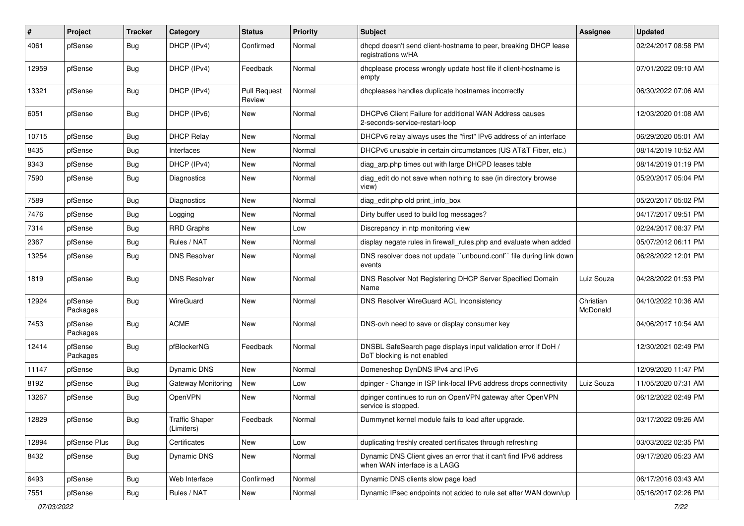| # | Project | Tracker | Category | Status | Priority | Subject | Assignee | Updated |
|---|---|---|---|---|---|---|---|---|
| 4061 | pfSense | Bug | DHCP (IPv4) | Confirmed | Normal | dhcpd doesn't send client-hostname to peer, breaking DHCP lease registrations w/HA | | 02/24/2017 08:58 PM |
| 12959 | pfSense | Bug | DHCP (IPv4) | Feedback | Normal | dhcplease process wrongly update host file if client-hostname is empty | | 07/01/2022 09:10 AM |
| 13321 | pfSense | Bug | DHCP (IPv4) | Pull Request Review | Normal | dhcpleases handles duplicate hostnames incorrectly | | 06/30/2022 07:06 AM |
| 6051 | pfSense | Bug | DHCP (IPv6) | New | Normal | DHCPv6 Client Failure for additional WAN Address causes 2-seconds-service-restart-loop | | 12/03/2020 01:08 AM |
| 10715 | pfSense | Bug | DHCP Relay | New | Normal | DHCPv6 relay always uses the "first" IPv6 address of an interface | | 06/29/2020 05:01 AM |
| 8435 | pfSense | Bug | Interfaces | New | Normal | DHCPv6 unusable in certain circumstances (US AT&T Fiber, etc.) | | 08/14/2019 10:52 AM |
| 9343 | pfSense | Bug | DHCP (IPv4) | New | Normal | diag_arp.php times out with large DHCPD leases table | | 08/14/2019 01:19 PM |
| 7590 | pfSense | Bug | Diagnostics | New | Normal | diag_edit do not save when nothing to sae (in directory browse view) | | 05/20/2017 05:04 PM |
| 7589 | pfSense | Bug | Diagnostics | New | Normal | diag_edit.php old print_info_box | | 05/20/2017 05:02 PM |
| 7476 | pfSense | Bug | Logging | New | Normal | Dirty buffer used to build log messages? | | 04/17/2017 09:51 PM |
| 7314 | pfSense | Bug | RRD Graphs | New | Low | Discrepancy in ntp monitoring view | | 02/24/2017 08:37 PM |
| 2367 | pfSense | Bug | Rules / NAT | New | Normal | display negate rules in firewall_rules.php and evaluate when added | | 05/07/2012 06:11 PM |
| 13254 | pfSense | Bug | DNS Resolver | New | Normal | DNS resolver does not update ``unbound.conf`` file during link down events | | 06/28/2022 12:01 PM |
| 1819 | pfSense | Bug | DNS Resolver | New | Normal | DNS Resolver Not Registering DHCP Server Specified Domain Name | Luiz Souza | 04/28/2022 01:53 PM |
| 12924 | pfSense Packages | Bug | WireGuard | New | Normal | DNS Resolver WireGuard ACL Inconsistency | Christian McDonald | 04/10/2022 10:36 AM |
| 7453 | pfSense Packages | Bug | ACME | New | Normal | DNS-ovh need to save or display consumer key | | 04/06/2017 10:54 AM |
| 12414 | pfSense Packages | Bug | pfBlockerNG | Feedback | Normal | DNSBL SafeSearch page displays input validation error if DoH / DoT blocking is not enabled | | 12/30/2021 02:49 PM |
| 11147 | pfSense | Bug | Dynamic DNS | New | Normal | Domeneshop DynDNS IPv4 and IPv6 | | 12/09/2020 11:47 PM |
| 8192 | pfSense | Bug | Gateway Monitoring | New | Low | dpinger - Change in ISP link-local IPv6 address drops connectivity | Luiz Souza | 11/05/2020 07:31 AM |
| 13267 | pfSense | Bug | OpenVPN | New | Normal | dpinger continues to run on OpenVPN gateway after OpenVPN service is stopped. | | 06/12/2022 02:49 PM |
| 12829 | pfSense | Bug | Traffic Shaper (Limiters) | Feedback | Normal | Dummynet kernel module fails to load after upgrade. | | 03/17/2022 09:26 AM |
| 12894 | pfSense Plus | Bug | Certificates | New | Low | duplicating freshly created certificates through refreshing | | 03/03/2022 02:35 PM |
| 8432 | pfSense | Bug | Dynamic DNS | New | Normal | Dynamic DNS Client gives an error that it can't find IPv6 address when WAN interface is a LAGG | | 09/17/2020 05:23 AM |
| 6493 | pfSense | Bug | Web Interface | Confirmed | Normal | Dynamic DNS clients slow page load | | 06/17/2016 03:43 AM |
| 7551 | pfSense | Bug | Rules / NAT | New | Normal | Dynamic IPsec endpoints not added to rule set after WAN down/up | | 05/16/2017 02:26 PM |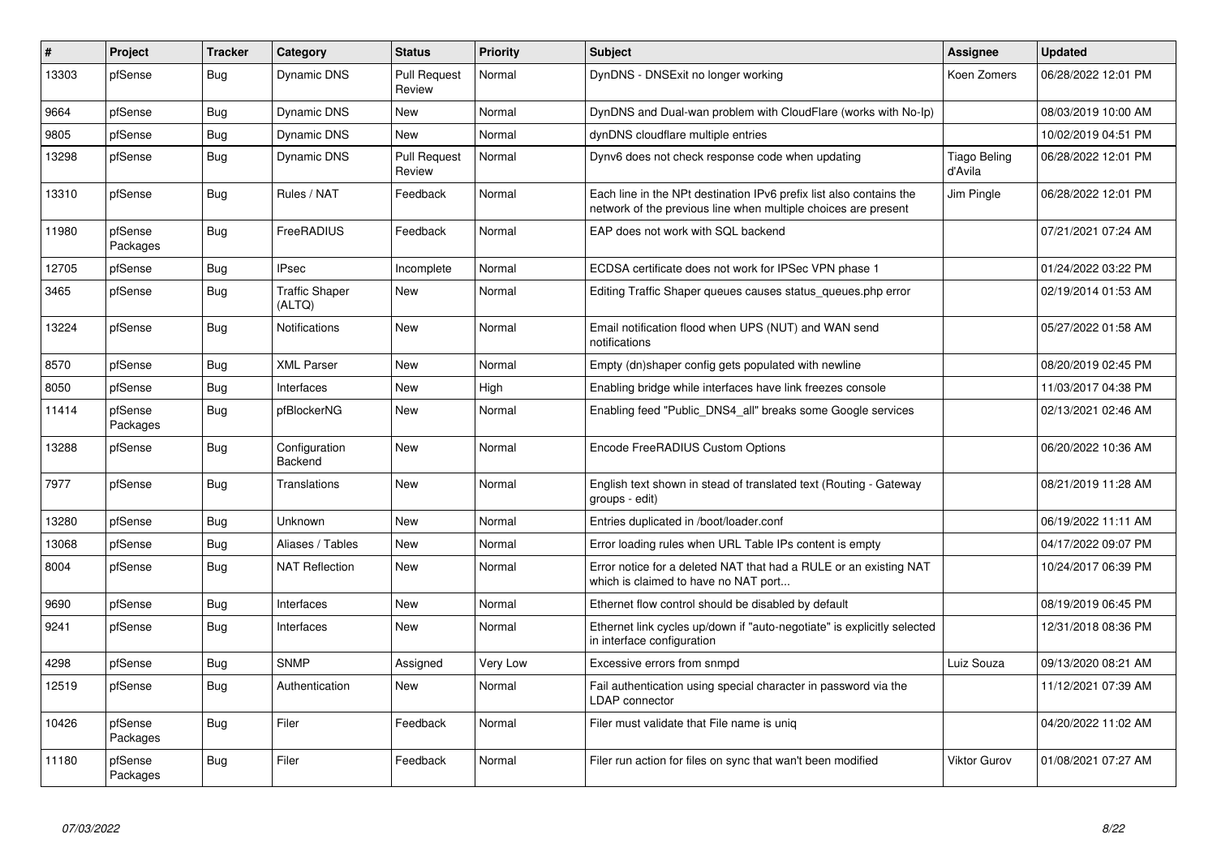| # | Project | Tracker | Category | Status | Priority | Subject | Assignee | Updated |
|---|---|---|---|---|---|---|---|---|
| 13303 | pfSense | Bug | Dynamic DNS | Pull Request Review | Normal | DynDNS - DNSExit no longer working | Koen Zomers | 06/28/2022 12:01 PM |
| 9664 | pfSense | Bug | Dynamic DNS | New | Normal | DynDNS and Dual-wan problem with CloudFlare (works with No-Ip) | | 08/03/2019 10:00 AM |
| 9805 | pfSense | Bug | Dynamic DNS | New | Normal | dynDNS cloudflare multiple entries | | 10/02/2019 04:51 PM |
| 13298 | pfSense | Bug | Dynamic DNS | Pull Request Review | Normal | Dynv6 does not check response code when updating | Tiago Beling d'Avila | 06/28/2022 12:01 PM |
| 13310 | pfSense | Bug | Rules / NAT | Feedback | Normal | Each line in the NPt destination IPv6 prefix list also contains the network of the previous line when multiple choices are present | Jim Pingle | 06/28/2022 12:01 PM |
| 11980 | pfSense Packages | Bug | FreeRADIUS | Feedback | Normal | EAP does not work with SQL backend | | 07/21/2021 07:24 AM |
| 12705 | pfSense | Bug | IPsec | Incomplete | Normal | ECDSA certificate does not work for IPSec VPN phase 1 | | 01/24/2022 03:22 PM |
| 3465 | pfSense | Bug | Traffic Shaper (ALTQ) | New | Normal | Editing Traffic Shaper queues causes status_queues.php error | | 02/19/2014 01:53 AM |
| 13224 | pfSense | Bug | Notifications | New | Normal | Email notification flood when UPS (NUT) and WAN send notifications | | 05/27/2022 01:58 AM |
| 8570 | pfSense | Bug | XML Parser | New | Normal | Empty (dn)shaper config gets populated with newline | | 08/20/2019 02:45 PM |
| 8050 | pfSense | Bug | Interfaces | New | High | Enabling bridge while interfaces have link freezes console | | 11/03/2017 04:38 PM |
| 11414 | pfSense Packages | Bug | pfBlockerNG | New | Normal | Enabling feed "Public_DNS4_all" breaks some Google services | | 02/13/2021 02:46 AM |
| 13288 | pfSense | Bug | Configuration Backend | New | Normal | Encode FreeRADIUS Custom Options | | 06/20/2022 10:36 AM |
| 7977 | pfSense | Bug | Translations | New | Normal | English text shown in stead of translated text (Routing - Gateway groups - edit) | | 08/21/2019 11:28 AM |
| 13280 | pfSense | Bug | Unknown | New | Normal | Entries duplicated in /boot/loader.conf | | 06/19/2022 11:11 AM |
| 13068 | pfSense | Bug | Aliases / Tables | New | Normal | Error loading rules when URL Table IPs content is empty | | 04/17/2022 09:07 PM |
| 8004 | pfSense | Bug | NAT Reflection | New | Normal | Error notice for a deleted NAT that had a RULE or an existing NAT which is claimed to have no NAT port... | | 10/24/2017 06:39 PM |
| 9690 | pfSense | Bug | Interfaces | New | Normal | Ethernet flow control should be disabled by default | | 08/19/2019 06:45 PM |
| 9241 | pfSense | Bug | Interfaces | New | Normal | Ethernet link cycles up/down if "auto-negotiate" is explicitly selected in interface configuration | | 12/31/2018 08:36 PM |
| 4298 | pfSense | Bug | SNMP | Assigned | Very Low | Excessive errors from snmpd | Luiz Souza | 09/13/2020 08:21 AM |
| 12519 | pfSense | Bug | Authentication | New | Normal | Fail authentication using special character in password via the LDAP connector | | 11/12/2021 07:39 AM |
| 10426 | pfSense Packages | Bug | Filer | Feedback | Normal | Filer must validate that File name is uniq | | 04/20/2022 11:02 AM |
| 11180 | pfSense Packages | Bug | Filer | Feedback | Normal | Filer run action for files on sync that wan't been modified | Viktor Gurov | 01/08/2021 07:27 AM |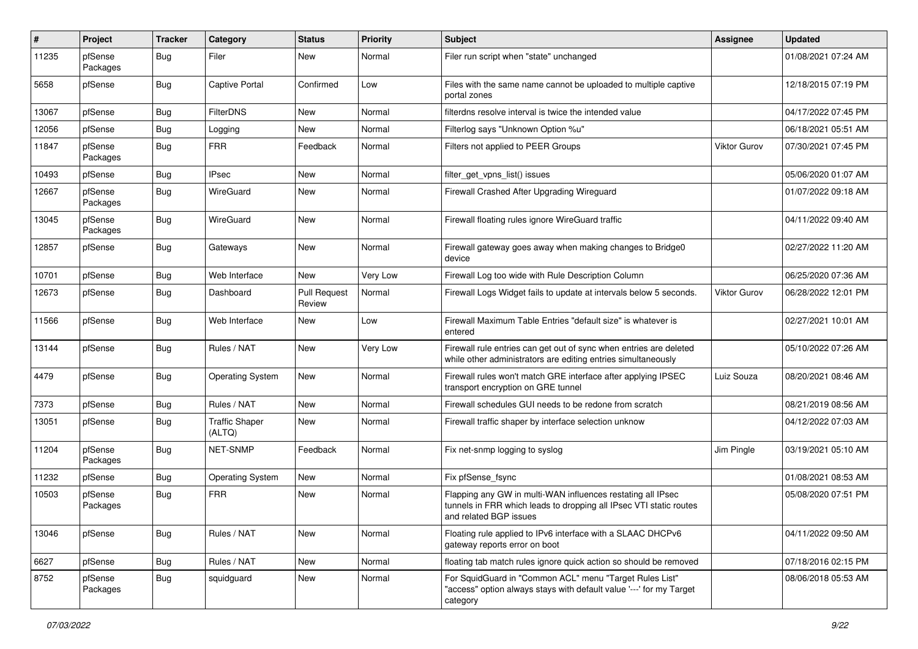| # | Project | Tracker | Category | Status | Priority | Subject | Assignee | Updated |
|---|---|---|---|---|---|---|---|---|
| 11235 | pfSense Packages | Bug | Filer | New | Normal | Filer run script when "state" unchanged | | 01/08/2021 07:24 AM |
| 5658 | pfSense | Bug | Captive Portal | Confirmed | Low | Files with the same name cannot be uploaded to multiple captive portal zones | | 12/18/2015 07:19 PM |
| 13067 | pfSense | Bug | FilterDNS | New | Normal | filterdns resolve interval is twice the intended value | | 04/17/2022 07:45 PM |
| 12056 | pfSense | Bug | Logging | New | Normal | Filterlog says "Unknown Option %u" | | 06/18/2021 05:51 AM |
| 11847 | pfSense Packages | Bug | FRR | Feedback | Normal | Filters not applied to PEER Groups | Viktor Gurov | 07/30/2021 07:45 PM |
| 10493 | pfSense | Bug | IPsec | New | Normal | filter_get_vpns_list() issues | | 05/06/2020 01:07 AM |
| 12667 | pfSense Packages | Bug | WireGuard | New | Normal | Firewall Crashed After Upgrading Wireguard | | 01/07/2022 09:18 AM |
| 13045 | pfSense Packages | Bug | WireGuard | New | Normal | Firewall floating rules ignore WireGuard traffic | | 04/11/2022 09:40 AM |
| 12857 | pfSense | Bug | Gateways | New | Normal | Firewall gateway goes away when making changes to Bridge0 device | | 02/27/2022 11:20 AM |
| 10701 | pfSense | Bug | Web Interface | New | Very Low | Firewall Log too wide with Rule Description Column | | 06/25/2020 07:36 AM |
| 12673 | pfSense | Bug | Dashboard | Pull Request Review | Normal | Firewall Logs Widget fails to update at intervals below 5 seconds. | Viktor Gurov | 06/28/2022 12:01 PM |
| 11566 | pfSense | Bug | Web Interface | New | Low | Firewall Maximum Table Entries "default size" is whatever is entered | | 02/27/2021 10:01 AM |
| 13144 | pfSense | Bug | Rules / NAT | New | Very Low | Firewall rule entries can get out of sync when entries are deleted while other administrators are editing entries simultaneously | | 05/10/2022 07:26 AM |
| 4479 | pfSense | Bug | Operating System | New | Normal | Firewall rules won't match GRE interface after applying IPSEC transport encryption on GRE tunnel | Luiz Souza | 08/20/2021 08:46 AM |
| 7373 | pfSense | Bug | Rules / NAT | New | Normal | Firewall schedules GUI needs to be redone from scratch | | 08/21/2019 08:56 AM |
| 13051 | pfSense | Bug | Traffic Shaper (ALTQ) | New | Normal | Firewall traffic shaper by interface selection unknow | | 04/12/2022 07:03 AM |
| 11204 | pfSense Packages | Bug | NET-SNMP | Feedback | Normal | Fix net-snmp logging to syslog | Jim Pingle | 03/19/2021 05:10 AM |
| 11232 | pfSense | Bug | Operating System | New | Normal | Fix pfSense_fsync | | 01/08/2021 08:53 AM |
| 10503 | pfSense Packages | Bug | FRR | New | Normal | Flapping any GW in multi-WAN influences restating all IPsec tunnels in FRR which leads to dropping all IPsec VTI static routes and related BGP issues | | 05/08/2020 07:51 PM |
| 13046 | pfSense | Bug | Rules / NAT | New | Normal | Floating rule applied to IPv6 interface with a SLAAC DHCPv6 gateway reports error on boot | | 04/11/2022 09:50 AM |
| 6627 | pfSense | Bug | Rules / NAT | New | Normal | floating tab match rules ignore quick action so should be removed | | 07/18/2016 02:15 PM |
| 8752 | pfSense Packages | Bug | squidguard | New | Normal | For SquidGuard in "Common ACL" menu "Target Rules List" "access" option always stays with default value '---' for my Target category | | 08/06/2018 05:53 AM |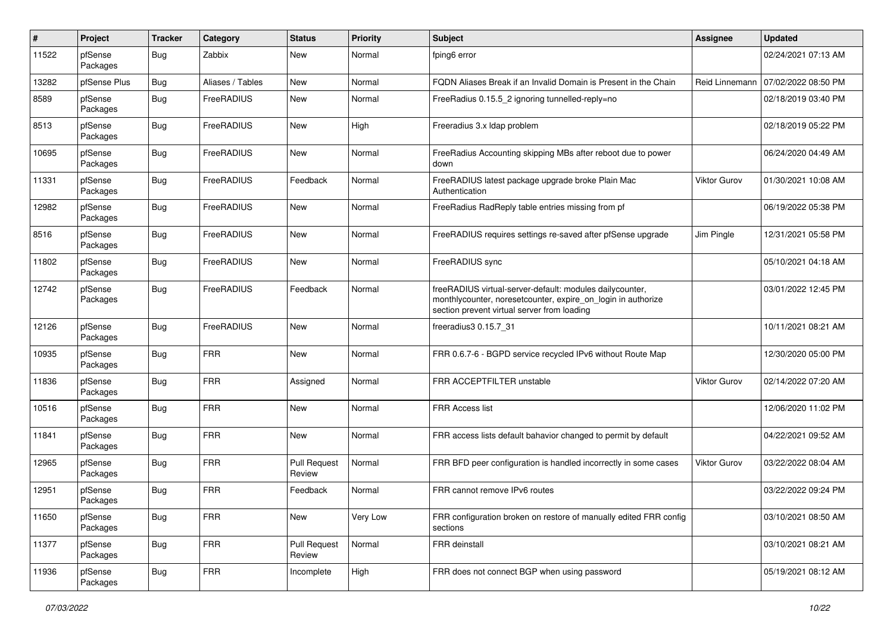| # | Project | Tracker | Category | Status | Priority | Subject | Assignee | Updated |
|---|---|---|---|---|---|---|---|---|
| 11522 | pfSense Packages | Bug | Zabbix | New | Normal | fping6 error | | 02/24/2021 07:13 AM |
| 13282 | pfSense Plus | Bug | Aliases / Tables | New | Normal | FQDN Aliases Break if an Invalid Domain is Present in the Chain | Reid Linnemann | 07/02/2022 08:50 PM |
| 8589 | pfSense Packages | Bug | FreeRADIUS | New | Normal | FreeRadius 0.15.5_2 ignoring tunnelled-reply=no | | 02/18/2019 03:40 PM |
| 8513 | pfSense Packages | Bug | FreeRADIUS | New | High | Freeradius 3.x ldap problem | | 02/18/2019 05:22 PM |
| 10695 | pfSense Packages | Bug | FreeRADIUS | New | Normal | FreeRadius Accounting skipping MBs after reboot due to power down | | 06/24/2020 04:49 AM |
| 11331 | pfSense Packages | Bug | FreeRADIUS | Feedback | Normal | FreeRADIUS latest package upgrade broke Plain Mac Authentication | Viktor Gurov | 01/30/2021 10:08 AM |
| 12982 | pfSense Packages | Bug | FreeRADIUS | New | Normal | FreeRadius RadReply table entries missing from pf | | 06/19/2022 05:38 PM |
| 8516 | pfSense Packages | Bug | FreeRADIUS | New | Normal | FreeRADIUS requires settings re-saved after pfSense upgrade | Jim Pingle | 12/31/2021 05:58 PM |
| 11802 | pfSense Packages | Bug | FreeRADIUS | New | Normal | FreeRADIUS sync | | 05/10/2021 04:18 AM |
| 12742 | pfSense Packages | Bug | FreeRADIUS | Feedback | Normal | freeRADIUS virtual-server-default: modules dailycounter, monthlycounter, noresetcounter, expire_on_login in authorize section prevent virtual server from loading | | 03/01/2022 12:45 PM |
| 12126 | pfSense Packages | Bug | FreeRADIUS | New | Normal | freeradius3 0.15.7_31 | | 10/11/2021 08:21 AM |
| 10935 | pfSense Packages | Bug | FRR | New | Normal | FRR 0.6.7-6 - BGPD service recycled IPv6 without Route Map | | 12/30/2020 05:00 PM |
| 11836 | pfSense Packages | Bug | FRR | Assigned | Normal | FRR ACCEPTFILTER unstable | Viktor Gurov | 02/14/2022 07:20 AM |
| 10516 | pfSense Packages | Bug | FRR | New | Normal | FRR Access list | | 12/06/2020 11:02 PM |
| 11841 | pfSense Packages | Bug | FRR | New | Normal | FRR access lists default bahavior changed to permit by default | | 04/22/2021 09:52 AM |
| 12965 | pfSense Packages | Bug | FRR | Pull Request Review | Normal | FRR BFD peer configuration is handled incorrectly in some cases | Viktor Gurov | 03/22/2022 08:04 AM |
| 12951 | pfSense Packages | Bug | FRR | Feedback | Normal | FRR cannot remove IPv6 routes | | 03/22/2022 09:24 PM |
| 11650 | pfSense Packages | Bug | FRR | New | Very Low | FRR configuration broken on restore of manually edited FRR config sections | | 03/10/2021 08:50 AM |
| 11377 | pfSense Packages | Bug | FRR | Pull Request Review | Normal | FRR deinstall | | 03/10/2021 08:21 AM |
| 11936 | pfSense Packages | Bug | FRR | Incomplete | High | FRR does not connect BGP when using password | | 05/19/2021 08:12 AM |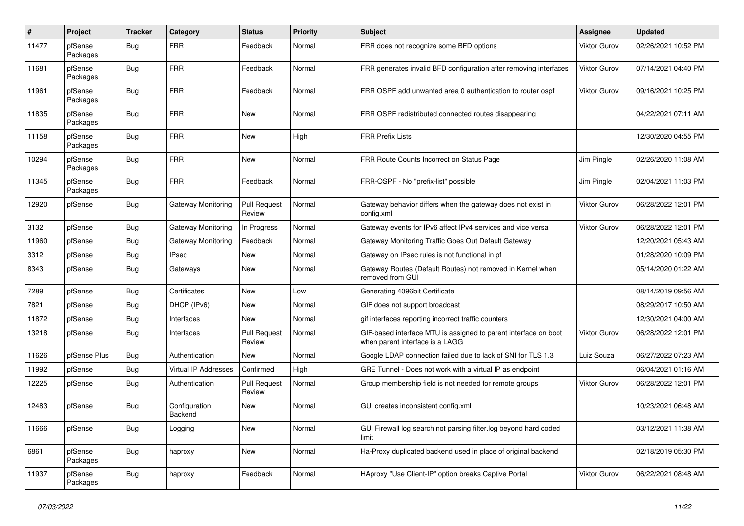| # | Project | Tracker | Category | Status | Priority | Subject | Assignee | Updated |
|---|---|---|---|---|---|---|---|---|
| 11477 | pfSense Packages | Bug | FRR | Feedback | Normal | FRR does not recognize some BFD options | Viktor Gurov | 02/26/2021 10:52 PM |
| 11681 | pfSense Packages | Bug | FRR | Feedback | Normal | FRR generates invalid BFD configuration after removing interfaces | Viktor Gurov | 07/14/2021 04:40 PM |
| 11961 | pfSense Packages | Bug | FRR | Feedback | Normal | FRR OSPF add unwanted area 0 authentication to router ospf | Viktor Gurov | 09/16/2021 10:25 PM |
| 11835 | pfSense Packages | Bug | FRR | New | Normal | FRR OSPF redistributed connected routes disappearing | | 04/22/2021 07:11 AM |
| 11158 | pfSense Packages | Bug | FRR | New | High | FRR Prefix Lists | | 12/30/2020 04:55 PM |
| 10294 | pfSense Packages | Bug | FRR | New | Normal | FRR Route Counts Incorrect on Status Page | Jim Pingle | 02/26/2020 11:08 AM |
| 11345 | pfSense Packages | Bug | FRR | Feedback | Normal | FRR-OSPF - No "prefix-list" possible | Jim Pingle | 02/04/2021 11:03 PM |
| 12920 | pfSense | Bug | Gateway Monitoring | Pull Request Review | Normal | Gateway behavior differs when the gateway does not exist in config.xml | Viktor Gurov | 06/28/2022 12:01 PM |
| 3132 | pfSense | Bug | Gateway Monitoring | In Progress | Normal | Gateway events for IPv6 affect IPv4 services and vice versa | Viktor Gurov | 06/28/2022 12:01 PM |
| 11960 | pfSense | Bug | Gateway Monitoring | Feedback | Normal | Gateway Monitoring Traffic Goes Out Default Gateway | | 12/20/2021 05:43 AM |
| 3312 | pfSense | Bug | IPsec | New | Normal | Gateway on IPsec rules is not functional in pf | | 01/28/2020 10:09 PM |
| 8343 | pfSense | Bug | Gateways | New | Normal | Gateway Routes (Default Routes) not removed in Kernel when removed from GUI | | 05/14/2020 01:22 AM |
| 7289 | pfSense | Bug | Certificates | New | Low | Generating 4096bit Certificate | | 08/14/2019 09:56 AM |
| 7821 | pfSense | Bug | DHCP (IPv6) | New | Normal | GIF does not support broadcast | | 08/29/2017 10:50 AM |
| 11872 | pfSense | Bug | Interfaces | New | Normal | gif interfaces reporting incorrect traffic counters | | 12/30/2021 04:00 AM |
| 13218 | pfSense | Bug | Interfaces | Pull Request Review | Normal | GIF-based interface MTU is assigned to parent interface on boot when parent interface is a LAGG | Viktor Gurov | 06/28/2022 12:01 PM |
| 11626 | pfSense Plus | Bug | Authentication | New | Normal | Google LDAP connection failed due to lack of SNI for TLS 1.3 | Luiz Souza | 06/27/2022 07:23 AM |
| 11992 | pfSense | Bug | Virtual IP Addresses | Confirmed | High | GRE Tunnel - Does not work with a virtual IP as endpoint | | 06/04/2021 01:16 AM |
| 12225 | pfSense | Bug | Authentication | Pull Request Review | Normal | Group membership field is not needed for remote groups | Viktor Gurov | 06/28/2022 12:01 PM |
| 12483 | pfSense | Bug | Configuration Backend | New | Normal | GUI creates inconsistent config.xml | | 10/23/2021 06:48 AM |
| 11666 | pfSense | Bug | Logging | New | Normal | GUI Firewall log search not parsing filter.log beyond hard coded limit | | 03/12/2021 11:38 AM |
| 6861 | pfSense Packages | Bug | haproxy | New | Normal | Ha-Proxy duplicated backend used in place of original backend | | 02/18/2019 05:30 PM |
| 11937 | pfSense Packages | Bug | haproxy | Feedback | Normal | HAproxy "Use Client-IP" option breaks Captive Portal | Viktor Gurov | 06/22/2021 08:48 AM |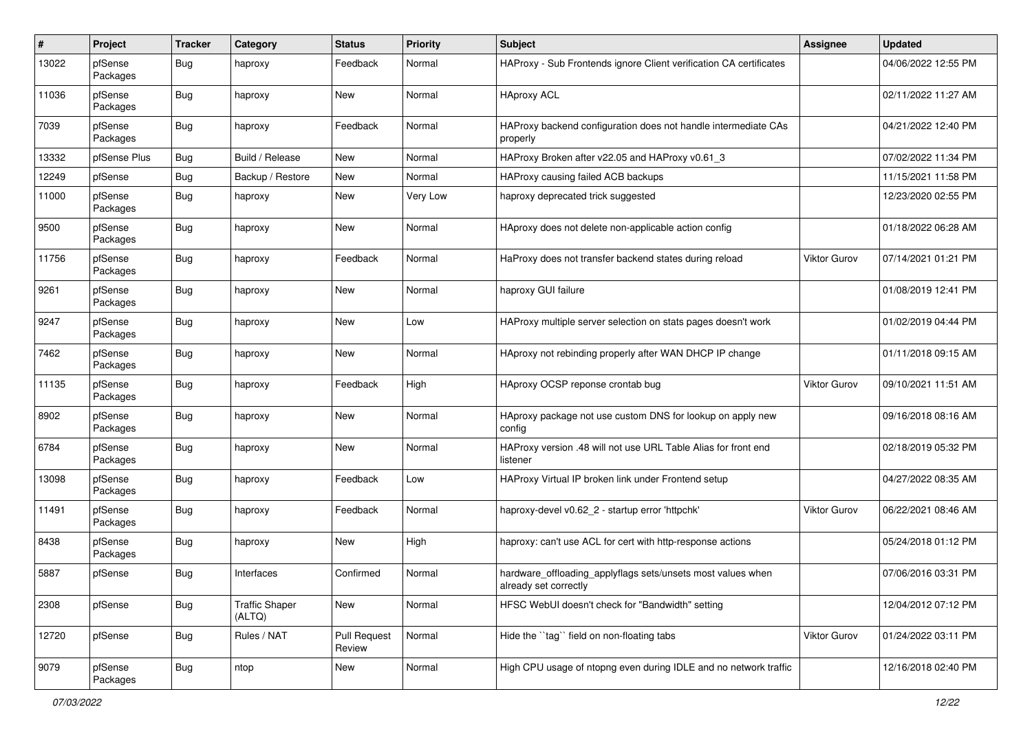| # | Project | Tracker | Category | Status | Priority | Subject | Assignee | Updated |
|---|---|---|---|---|---|---|---|---|
| 13022 | pfSense Packages | Bug | haproxy | Feedback | Normal | HAProxy - Sub Frontends ignore Client verification CA certificates | | 04/06/2022 12:55 PM |
| 11036 | pfSense Packages | Bug | haproxy | New | Normal | HAproxy ACL | | 02/11/2022 11:27 AM |
| 7039 | pfSense Packages | Bug | haproxy | Feedback | Normal | HAProxy backend configuration does not handle intermediate CAs properly | | 04/21/2022 12:40 PM |
| 13332 | pfSense Plus | Bug | Build / Release | New | Normal | HAProxy Broken after v22.05 and HAProxy v0.61_3 | | 07/02/2022 11:34 PM |
| 12249 | pfSense | Bug | Backup / Restore | New | Normal | HAProxy causing failed ACB backups | | 11/15/2021 11:58 PM |
| 11000 | pfSense Packages | Bug | haproxy | New | Very Low | haproxy deprecated trick suggested | | 12/23/2020 02:55 PM |
| 9500 | pfSense Packages | Bug | haproxy | New | Normal | HAproxy does not delete non-applicable action config | | 01/18/2022 06:28 AM |
| 11756 | pfSense Packages | Bug | haproxy | Feedback | Normal | HaProxy does not transfer backend states during reload | Viktor Gurov | 07/14/2021 01:21 PM |
| 9261 | pfSense Packages | Bug | haproxy | New | Normal | haproxy GUI failure | | 01/08/2019 12:41 PM |
| 9247 | pfSense Packages | Bug | haproxy | New | Low | HAProxy multiple server selection on stats pages doesn't work | | 01/02/2019 04:44 PM |
| 7462 | pfSense Packages | Bug | haproxy | New | Normal | HAproxy not rebinding properly after WAN DHCP IP change | | 01/11/2018 09:15 AM |
| 11135 | pfSense Packages | Bug | haproxy | Feedback | High | HAproxy OCSP reponse crontab bug | Viktor Gurov | 09/10/2021 11:51 AM |
| 8902 | pfSense Packages | Bug | haproxy | New | Normal | HAproxy package not use custom DNS for lookup on apply new config | | 09/16/2018 08:16 AM |
| 6784 | pfSense Packages | Bug | haproxy | New | Normal | HAProxy version .48 will not use URL Table Alias for front end listener | | 02/18/2019 05:32 PM |
| 13098 | pfSense Packages | Bug | haproxy | Feedback | Low | HAProxy Virtual IP broken link under Frontend setup | | 04/27/2022 08:35 AM |
| 11491 | pfSense Packages | Bug | haproxy | Feedback | Normal | haproxy-devel v0.62_2 - startup error 'httpchk' | Viktor Gurov | 06/22/2021 08:46 AM |
| 8438 | pfSense Packages | Bug | haproxy | New | High | haproxy: can't use ACL for cert with http-response actions | | 05/24/2018 01:12 PM |
| 5887 | pfSense | Bug | Interfaces | Confirmed | Normal | hardware_offloading_applyflags sets/unsets most values when already set correctly | | 07/06/2016 03:31 PM |
| 2308 | pfSense | Bug | Traffic Shaper (ALTQ) | New | Normal | HFSC WebUI doesn't check for "Bandwidth" setting | | 12/04/2012 07:12 PM |
| 12720 | pfSense | Bug | Rules / NAT | Pull Request Review | Normal | Hide the ``tag`` field on non-floating tabs | Viktor Gurov | 01/24/2022 03:11 PM |
| 9079 | pfSense Packages | Bug | ntop | New | Normal | High CPU usage of ntopng even during IDLE and no network traffic | | 12/16/2018 02:40 PM |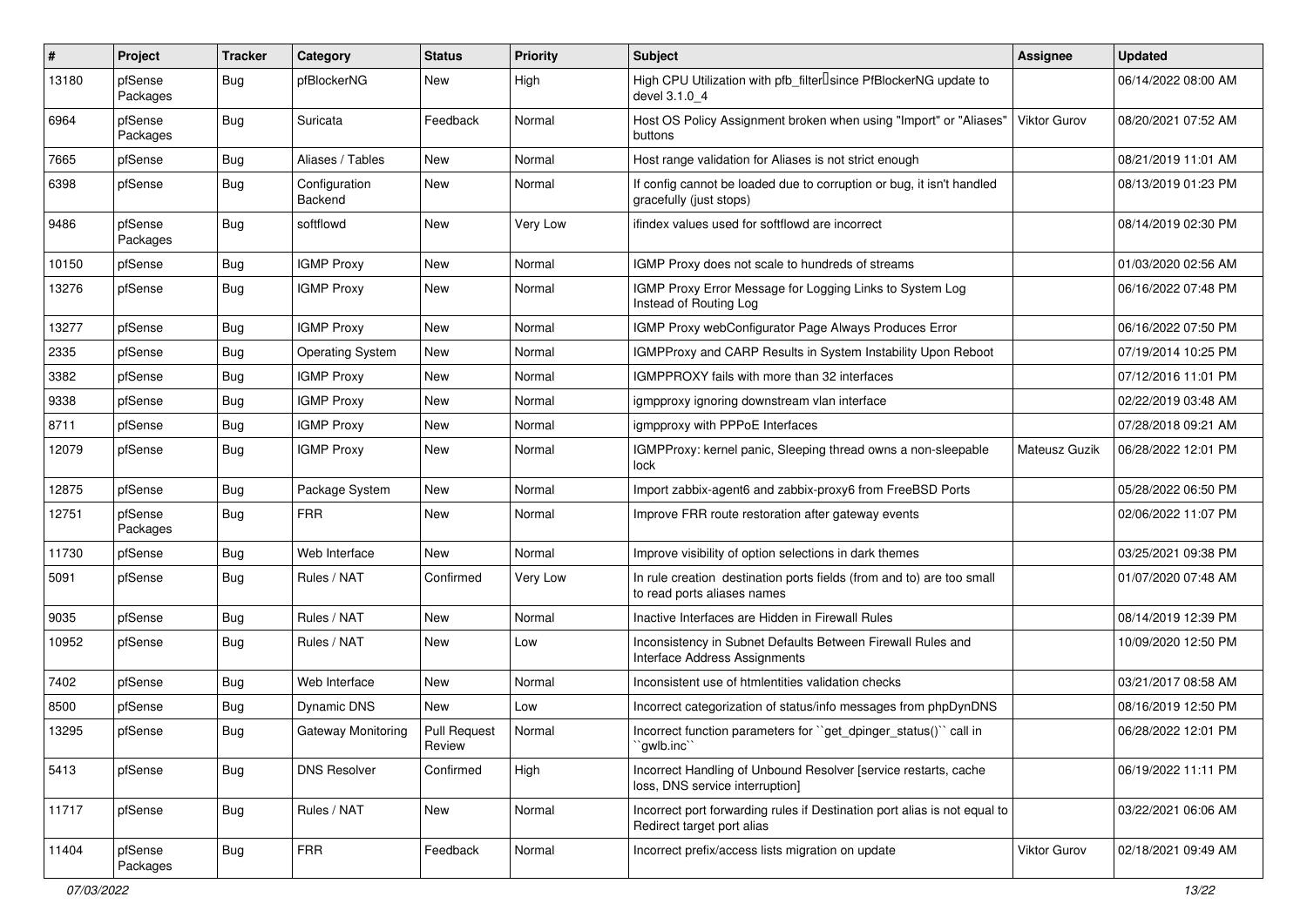| # | Project | Tracker | Category | Status | Priority | Subject | Assignee | Updated |
|---|---|---|---|---|---|---|---|---|
| 13180 | pfSense Packages | Bug | pfBlockerNG | New | High | High CPU Utilization with pfb_filter since PfBlockerNG update to devel 3.1.0_4 | | 06/14/2022 08:00 AM |
| 6964 | pfSense Packages | Bug | Suricata | Feedback | Normal | Host OS Policy Assignment broken when using "Import" or "Aliases" buttons | Viktor Gurov | 08/20/2021 07:52 AM |
| 7665 | pfSense | Bug | Aliases / Tables | New | Normal | Host range validation for Aliases is not strict enough | | 08/21/2019 11:01 AM |
| 6398 | pfSense | Bug | Configuration Backend | New | Normal | If config cannot be loaded due to corruption or bug, it isn't handled gracefully (just stops) | | 08/13/2019 01:23 PM |
| 9486 | pfSense Packages | Bug | softflowd | New | Very Low | ifindex values used for softflowd are incorrect | | 08/14/2019 02:30 PM |
| 10150 | pfSense | Bug | IGMP Proxy | New | Normal | IGMP Proxy does not scale to hundreds of streams | | 01/03/2020 02:56 AM |
| 13276 | pfSense | Bug | IGMP Proxy | New | Normal | IGMP Proxy Error Message for Logging Links to System Log Instead of Routing Log | | 06/16/2022 07:48 PM |
| 13277 | pfSense | Bug | IGMP Proxy | New | Normal | IGMP Proxy webConfigurator Page Always Produces Error | | 06/16/2022 07:50 PM |
| 2335 | pfSense | Bug | Operating System | New | Normal | IGMPProxy and CARP Results in System Instability Upon Reboot | | 07/19/2014 10:25 PM |
| 3382 | pfSense | Bug | IGMP Proxy | New | Normal | IGMPPROXY fails with more than 32 interfaces | | 07/12/2016 11:01 PM |
| 9338 | pfSense | Bug | IGMP Proxy | New | Normal | igmpproxy ignoring downstream vlan interface | | 02/22/2019 03:48 AM |
| 8711 | pfSense | Bug | IGMP Proxy | New | Normal | igmpproxy with PPPoE Interfaces | | 07/28/2018 09:21 AM |
| 12079 | pfSense | Bug | IGMP Proxy | New | Normal | IGMPProxy: kernel panic, Sleeping thread owns a non-sleepable lock | Mateusz Guzik | 06/28/2022 12:01 PM |
| 12875 | pfSense | Bug | Package System | New | Normal | Import zabbix-agent6 and zabbix-proxy6 from FreeBSD Ports | | 05/28/2022 06:50 PM |
| 12751 | pfSense Packages | Bug | FRR | New | Normal | Improve FRR route restoration after gateway events | | 02/06/2022 11:07 PM |
| 11730 | pfSense | Bug | Web Interface | New | Normal | Improve visibility of option selections in dark themes | | 03/25/2021 09:38 PM |
| 5091 | pfSense | Bug | Rules / NAT | Confirmed | Very Low | In rule creation destination ports fields (from and to) are too small to read ports aliases names | | 01/07/2020 07:48 AM |
| 9035 | pfSense | Bug | Rules / NAT | New | Normal | Inactive Interfaces are Hidden in Firewall Rules | | 08/14/2019 12:39 PM |
| 10952 | pfSense | Bug | Rules / NAT | New | Low | Inconsistency in Subnet Defaults Between Firewall Rules and Interface Address Assignments | | 10/09/2020 12:50 PM |
| 7402 | pfSense | Bug | Web Interface | New | Normal | Inconsistent use of htmlentities validation checks | | 03/21/2017 08:58 AM |
| 8500 | pfSense | Bug | Dynamic DNS | New | Low | Incorrect categorization of status/info messages from phpDynDNS | | 08/16/2019 12:50 PM |
| 13295 | pfSense | Bug | Gateway Monitoring | Pull Request Review | Normal | Incorrect function parameters for ``get_dpinger_status()`` call in ``gwlb.inc`` | | 06/28/2022 12:01 PM |
| 5413 | pfSense | Bug | DNS Resolver | Confirmed | High | Incorrect Handling of Unbound Resolver [service restarts, cache loss, DNS service interruption] | | 06/19/2022 11:11 PM |
| 11717 | pfSense | Bug | Rules / NAT | New | Normal | Incorrect port forwarding rules if Destination port alias is not equal to Redirect target port alias | | 03/22/2021 06:06 AM |
| 11404 | pfSense Packages | Bug | FRR | Feedback | Normal | Incorrect prefix/access lists migration on update | Viktor Gurov | 02/18/2021 09:49 AM |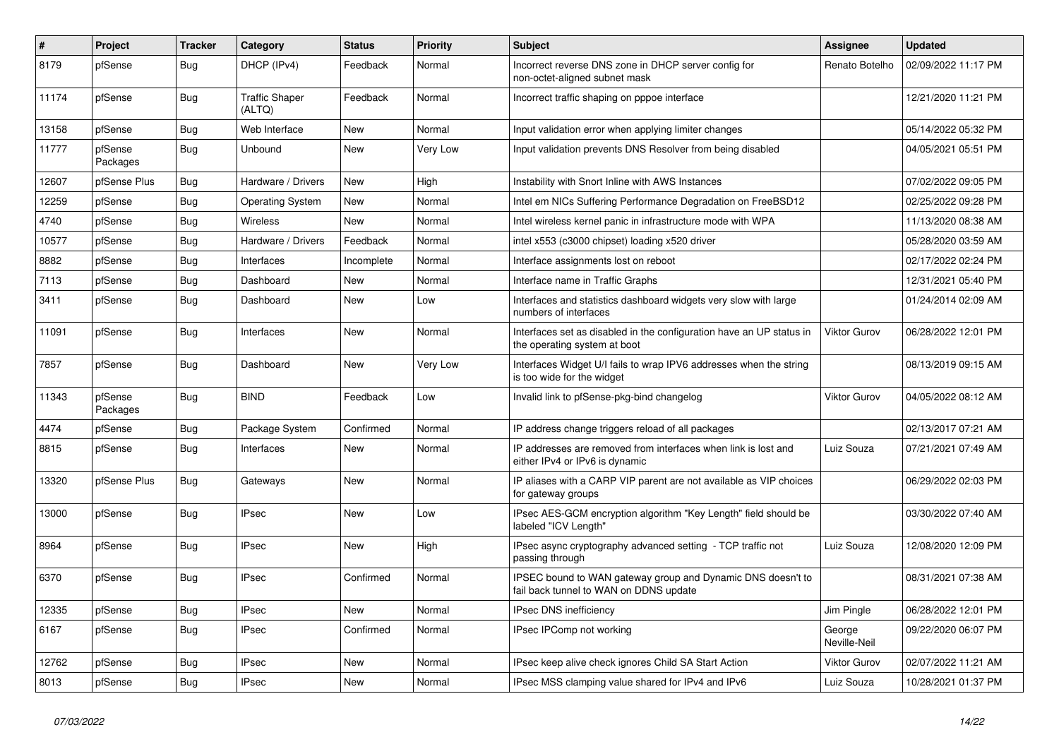| # | Project | Tracker | Category | Status | Priority | Subject | Assignee | Updated |
|---|---|---|---|---|---|---|---|---|
| 8179 | pfSense | Bug | DHCP (IPv4) | Feedback | Normal | Incorrect reverse DNS zone in DHCP server config for non-octet-aligned subnet mask | Renato Botelho | 02/09/2022 11:17 PM |
| 11174 | pfSense | Bug | Traffic Shaper (ALTQ) | Feedback | Normal | Incorrect traffic shaping on pppoe interface | | 12/21/2020 11:21 PM |
| 13158 | pfSense | Bug | Web Interface | New | Normal | Input validation error when applying limiter changes | | 05/14/2022 05:32 PM |
| 11777 | pfSense Packages | Bug | Unbound | New | Very Low | Input validation prevents DNS Resolver from being disabled | | 04/05/2021 05:51 PM |
| 12607 | pfSense Plus | Bug | Hardware / Drivers | New | High | Instability with Snort Inline with AWS Instances | | 07/02/2022 09:05 PM |
| 12259 | pfSense | Bug | Operating System | New | Normal | Intel em NICs Suffering Performance Degradation on FreeBSD12 | | 02/25/2022 09:28 PM |
| 4740 | pfSense | Bug | Wireless | New | Normal | Intel wireless kernel panic in infrastructure mode with WPA | | 11/13/2020 08:38 AM |
| 10577 | pfSense | Bug | Hardware / Drivers | Feedback | Normal | intel x553 (c3000 chipset) loading x520 driver | | 05/28/2020 03:59 AM |
| 8882 | pfSense | Bug | Interfaces | Incomplete | Normal | Interface assignments lost on reboot | | 02/17/2022 02:24 PM |
| 7113 | pfSense | Bug | Dashboard | New | Normal | Interface name in Traffic Graphs | | 12/31/2021 05:40 PM |
| 3411 | pfSense | Bug | Dashboard | New | Low | Interfaces and statistics dashboard widgets very slow with large numbers of interfaces | | 01/24/2014 02:09 AM |
| 11091 | pfSense | Bug | Interfaces | New | Normal | Interfaces set as disabled in the configuration have an UP status in the operating system at boot | Viktor Gurov | 06/28/2022 12:01 PM |
| 7857 | pfSense | Bug | Dashboard | New | Very Low | Interfaces Widget U/I fails to wrap IPV6 addresses when the string is too wide for the widget | | 08/13/2019 09:15 AM |
| 11343 | pfSense Packages | Bug | BIND | Feedback | Low | Invalid link to pfSense-pkg-bind changelog | Viktor Gurov | 04/05/2022 08:12 AM |
| 4474 | pfSense | Bug | Package System | Confirmed | Normal | IP address change triggers reload of all packages | | 02/13/2017 07:21 AM |
| 8815 | pfSense | Bug | Interfaces | New | Normal | IP addresses are removed from interfaces when link is lost and either IPv4 or IPv6 is dynamic | Luiz Souza | 07/21/2021 07:49 AM |
| 13320 | pfSense Plus | Bug | Gateways | New | Normal | IP aliases with a CARP VIP parent are not available as VIP choices for gateway groups | | 06/29/2022 02:03 PM |
| 13000 | pfSense | Bug | IPsec | New | Low | IPsec AES-GCM encryption algorithm "Key Length" field should be labeled "ICV Length" | | 03/30/2022 07:40 AM |
| 8964 | pfSense | Bug | IPsec | New | High | IPsec async cryptography advanced setting - TCP traffic not passing through | Luiz Souza | 12/08/2020 12:09 PM |
| 6370 | pfSense | Bug | IPsec | Confirmed | Normal | IPSEC bound to WAN gateway group and Dynamic DNS doesn't to fail back tunnel to WAN on DDNS update | | 08/31/2021 07:38 AM |
| 12335 | pfSense | Bug | IPsec | New | Normal | IPsec DNS inefficiency | Jim Pingle | 06/28/2022 12:01 PM |
| 6167 | pfSense | Bug | IPsec | Confirmed | Normal | IPsec IPComp not working | George Neville-Neil | 09/22/2020 06:07 PM |
| 12762 | pfSense | Bug | IPsec | New | Normal | IPsec keep alive check ignores Child SA Start Action | Viktor Gurov | 02/07/2022 11:21 AM |
| 8013 | pfSense | Bug | IPsec | New | Normal | IPsec MSS clamping value shared for IPv4 and IPv6 | Luiz Souza | 10/28/2021 01:37 PM |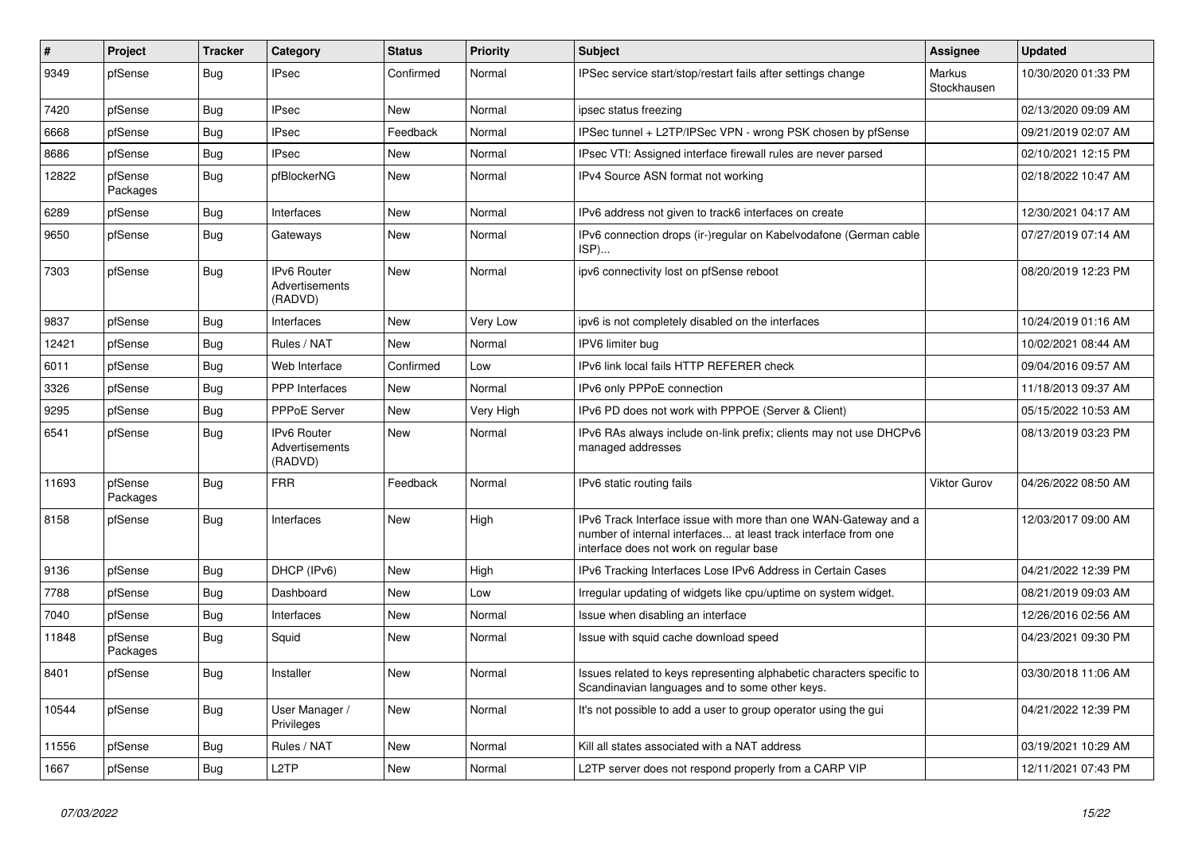| # | Project | Tracker | Category | Status | Priority | Subject | Assignee | Updated |
|---|---|---|---|---|---|---|---|---|
| 9349 | pfSense | Bug | IPsec | Confirmed | Normal | IPSec service start/stop/restart fails after settings change | Markus Stockhausen | 10/30/2020 01:33 PM |
| 7420 | pfSense | Bug | IPsec | New | Normal | ipsec status freezing | | 02/13/2020 09:09 AM |
| 6668 | pfSense | Bug | IPsec | Feedback | Normal | IPSec tunnel + L2TP/IPSec VPN - wrong PSK chosen by pfSense | | 09/21/2019 02:07 AM |
| 8686 | pfSense | Bug | IPsec | New | Normal | IPsec VTI: Assigned interface firewall rules are never parsed | | 02/10/2021 12:15 PM |
| 12822 | pfSense Packages | Bug | pfBlockerNG | New | Normal | IPv4 Source ASN format not working | | 02/18/2022 10:47 AM |
| 6289 | pfSense | Bug | Interfaces | New | Normal | IPv6 address not given to track6 interfaces on create | | 12/30/2021 04:17 AM |
| 9650 | pfSense | Bug | Gateways | New | Normal | IPv6 connection drops (ir-)regular on Kabelvodafone (German cable ISP)... | | 07/27/2019 07:14 AM |
| 7303 | pfSense | Bug | IPv6 Router Advertisements (RADVD) | New | Normal | ipv6 connectivity lost on pfSense reboot | | 08/20/2019 12:23 PM |
| 9837 | pfSense | Bug | Interfaces | New | Very Low | ipv6 is not completely disabled on the interfaces | | 10/24/2019 01:16 AM |
| 12421 | pfSense | Bug | Rules / NAT | New | Normal | IPV6 limiter bug | | 10/02/2021 08:44 AM |
| 6011 | pfSense | Bug | Web Interface | Confirmed | Low | IPv6 link local fails HTTP REFERER check | | 09/04/2016 09:57 AM |
| 3326 | pfSense | Bug | PPP Interfaces | New | Normal | IPv6 only PPPoE connection | | 11/18/2013 09:37 AM |
| 9295 | pfSense | Bug | PPPoE Server | New | Very High | IPv6 PD does not work with PPPOE (Server & Client) | | 05/15/2022 10:53 AM |
| 6541 | pfSense | Bug | IPv6 Router Advertisements (RADVD) | New | Normal | IPv6 RAs always include on-link prefix; clients may not use DHCPv6 managed addresses | | 08/13/2019 03:23 PM |
| 11693 | pfSense Packages | Bug | FRR | Feedback | Normal | IPv6 static routing fails | Viktor Gurov | 04/26/2022 08:50 AM |
| 8158 | pfSense | Bug | Interfaces | New | High | IPv6 Track Interface issue with more than one WAN-Gateway and a number of internal interfaces... at least track interface from one interface does not work on regular base | | 12/03/2017 09:00 AM |
| 9136 | pfSense | Bug | DHCP (IPv6) | New | High | IPv6 Tracking Interfaces Lose IPv6 Address in Certain Cases | | 04/21/2022 12:39 PM |
| 7788 | pfSense | Bug | Dashboard | New | Low | Irregular updating of widgets like cpu/uptime on system widget. | | 08/21/2019 09:03 AM |
| 7040 | pfSense | Bug | Interfaces | New | Normal | Issue when disabling an interface | | 12/26/2016 02:56 AM |
| 11848 | pfSense Packages | Bug | Squid | New | Normal | Issue with squid cache download speed | | 04/23/2021 09:30 PM |
| 8401 | pfSense | Bug | Installer | New | Normal | Issues related to keys representing alphabetic characters specific to Scandinavian languages and to some other keys. | | 03/30/2018 11:06 AM |
| 10544 | pfSense | Bug | User Manager / Privileges | New | Normal | It's not possible to add a user to group operator using the gui | | 04/21/2022 12:39 PM |
| 11556 | pfSense | Bug | Rules / NAT | New | Normal | Kill all states associated with a NAT address | | 03/19/2021 10:29 AM |
| 1667 | pfSense | Bug | L2TP | New | Normal | L2TP server does not respond properly from a CARP VIP | | 12/11/2021 07:43 PM |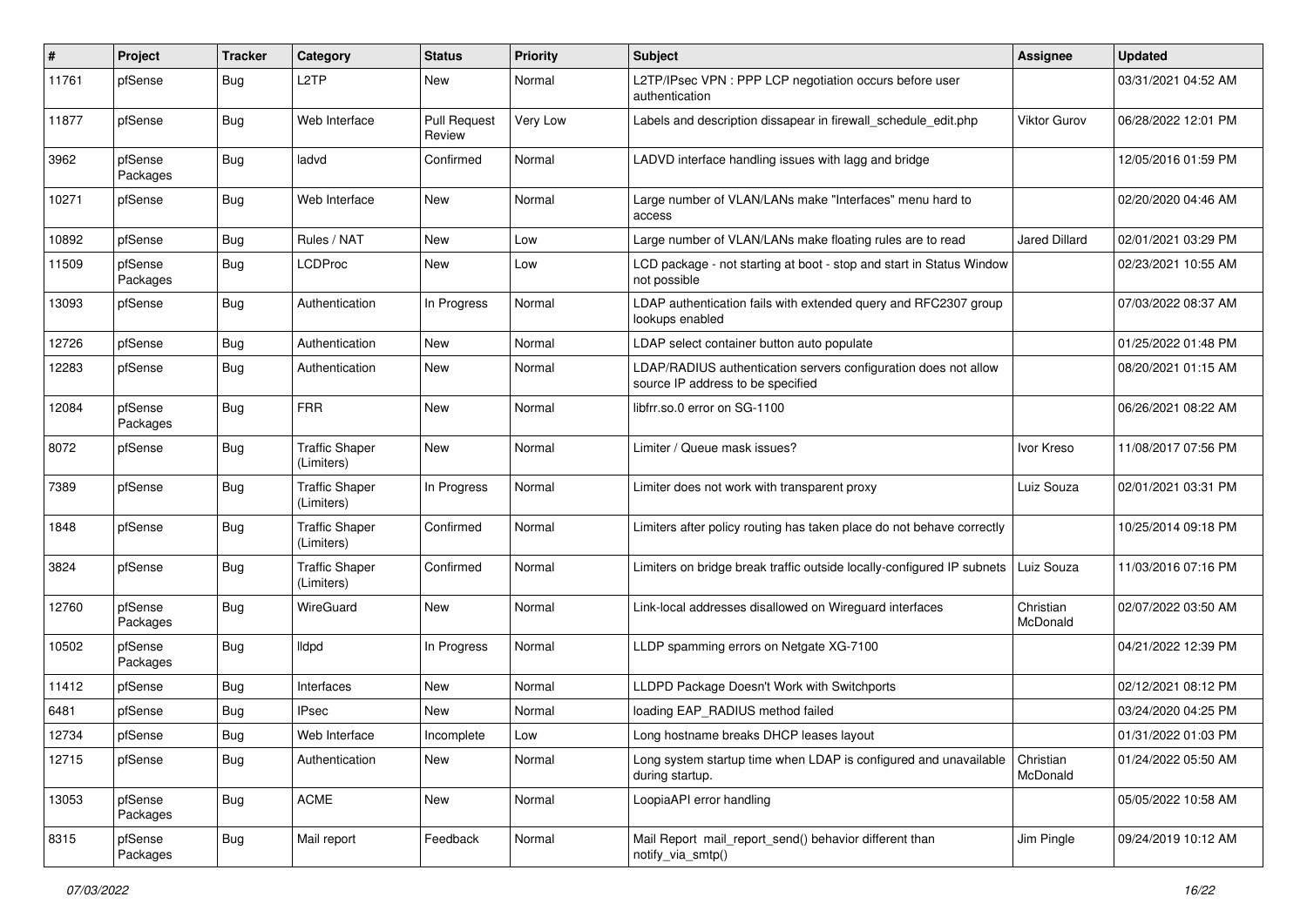| # | Project | Tracker | Category | Status | Priority | Subject | Assignee | Updated |
|---|---|---|---|---|---|---|---|---|
| 11761 | pfSense | Bug | L2TP | New | Normal | L2TP/IPsec VPN : PPP LCP negotiation occurs before user authentication | | 03/31/2021 04:52 AM |
| 11877 | pfSense | Bug | Web Interface | Pull Request Review | Very Low | Labels and description dissapear in firewall_schedule_edit.php | Viktor Gurov | 06/28/2022 12:01 PM |
| 3962 | pfSense Packages | Bug | ladvd | Confirmed | Normal | LADVD interface handling issues with lagg and bridge | | 12/05/2016 01:59 PM |
| 10271 | pfSense | Bug | Web Interface | New | Normal | Large number of VLAN/LANs make "Interfaces" menu hard to access | | 02/20/2020 04:46 AM |
| 10892 | pfSense | Bug | Rules / NAT | New | Low | Large number of VLAN/LANs make floating rules are to read | Jared Dillard | 02/01/2021 03:29 PM |
| 11509 | pfSense Packages | Bug | LCDProc | New | Low | LCD package - not starting at boot - stop and start in Status Window not possible | | 02/23/2021 10:55 AM |
| 13093 | pfSense | Bug | Authentication | In Progress | Normal | LDAP authentication fails with extended query and RFC2307 group lookups enabled | | 07/03/2022 08:37 AM |
| 12726 | pfSense | Bug | Authentication | New | Normal | LDAP select container button auto populate | | 01/25/2022 01:48 PM |
| 12283 | pfSense | Bug | Authentication | New | Normal | LDAP/RADIUS authentication servers configuration does not allow source IP address to be specified | | 08/20/2021 01:15 AM |
| 12084 | pfSense Packages | Bug | FRR | New | Normal | libfrr.so.0 error on SG-1100 | | 06/26/2021 08:22 AM |
| 8072 | pfSense | Bug | Traffic Shaper (Limiters) | New | Normal | Limiter / Queue mask issues? | Ivor Kreso | 11/08/2017 07:56 PM |
| 7389 | pfSense | Bug | Traffic Shaper (Limiters) | In Progress | Normal | Limiter does not work with transparent proxy | Luiz Souza | 02/01/2021 03:31 PM |
| 1848 | pfSense | Bug | Traffic Shaper (Limiters) | Confirmed | Normal | Limiters after policy routing has taken place do not behave correctly | | 10/25/2014 09:18 PM |
| 3824 | pfSense | Bug | Traffic Shaper (Limiters) | Confirmed | Normal | Limiters on bridge break traffic outside locally-configured IP subnets | Luiz Souza | 11/03/2016 07:16 PM |
| 12760 | pfSense Packages | Bug | WireGuard | New | Normal | Link-local addresses disallowed on Wireguard interfaces | Christian McDonald | 02/07/2022 03:50 AM |
| 10502 | pfSense Packages | Bug | lldpd | In Progress | Normal | LLDP spamming errors on Netgate XG-7100 | | 04/21/2022 12:39 PM |
| 11412 | pfSense | Bug | Interfaces | New | Normal | LLDPD Package Doesn't Work with Switchports | | 02/12/2021 08:12 PM |
| 6481 | pfSense | Bug | IPsec | New | Normal | loading EAP_RADIUS method failed | | 03/24/2020 04:25 PM |
| 12734 | pfSense | Bug | Web Interface | Incomplete | Low | Long hostname breaks DHCP leases layout | | 01/31/2022 01:03 PM |
| 12715 | pfSense | Bug | Authentication | New | Normal | Long system startup time when LDAP is configured and unavailable during startup. | Christian McDonald | 01/24/2022 05:50 AM |
| 13053 | pfSense Packages | Bug | ACME | New | Normal | LoopiaAPI error handling | | 05/05/2022 10:58 AM |
| 8315 | pfSense Packages | Bug | Mail report | Feedback | Normal | Mail Report mail_report_send() behavior different than notify_via_smtp() | Jim Pingle | 09/24/2019 10:12 AM |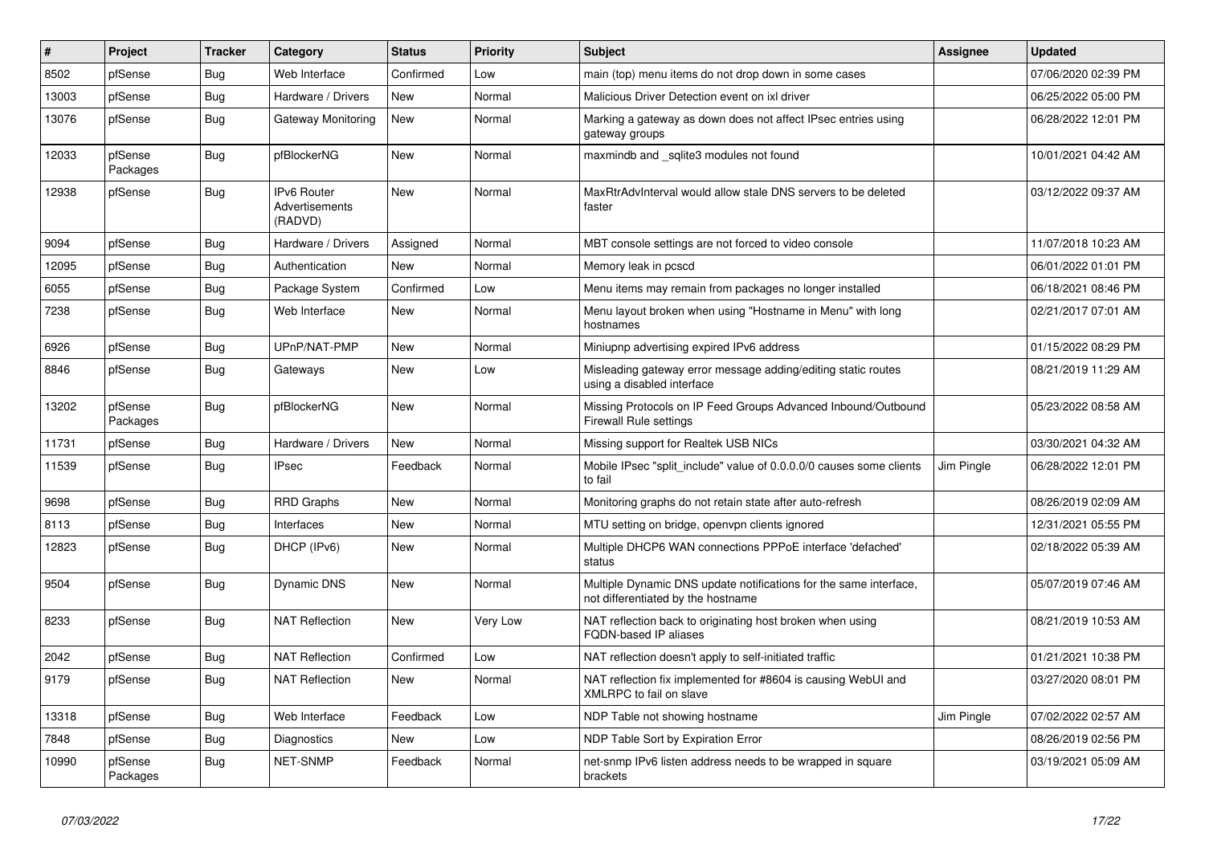| # | Project | Tracker | Category | Status | Priority | Subject | Assignee | Updated |
|---|---|---|---|---|---|---|---|---|
| 8502 | pfSense | Bug | Web Interface | Confirmed | Low | main (top) menu items do not drop down in some cases | | 07/06/2020 02:39 PM |
| 13003 | pfSense | Bug | Hardware / Drivers | New | Normal | Malicious Driver Detection event on ixl driver | | 06/25/2022 05:00 PM |
| 13076 | pfSense | Bug | Gateway Monitoring | New | Normal | Marking a gateway as down does not affect IPsec entries using gateway groups | | 06/28/2022 12:01 PM |
| 12033 | pfSense Packages | Bug | pfBlockerNG | New | Normal | maxmindb and _sqlite3 modules not found | | 10/01/2021 04:42 AM |
| 12938 | pfSense | Bug | IPv6 Router Advertisements (RADVD) | New | Normal | MaxRtrAdvInterval would allow stale DNS servers to be deleted faster | | 03/12/2022 09:37 AM |
| 9094 | pfSense | Bug | Hardware / Drivers | Assigned | Normal | MBT console settings are not forced to video console | | 11/07/2018 10:23 AM |
| 12095 | pfSense | Bug | Authentication | New | Normal | Memory leak in pcscd | | 06/01/2022 01:01 PM |
| 6055 | pfSense | Bug | Package System | Confirmed | Low | Menu items may remain from packages no longer installed | | 06/18/2021 08:46 PM |
| 7238 | pfSense | Bug | Web Interface | New | Normal | Menu layout broken when using "Hostname in Menu" with long hostnames | | 02/21/2017 07:01 AM |
| 6926 | pfSense | Bug | UPnP/NAT-PMP | New | Normal | Miniupnp advertising expired IPv6 address | | 01/15/2022 08:29 PM |
| 8846 | pfSense | Bug | Gateways | New | Low | Misleading gateway error message adding/editing static routes using a disabled interface | | 08/21/2019 11:29 AM |
| 13202 | pfSense Packages | Bug | pfBlockerNG | New | Normal | Missing Protocols on IP Feed Groups Advanced Inbound/Outbound Firewall Rule settings | | 05/23/2022 08:58 AM |
| 11731 | pfSense | Bug | Hardware / Drivers | New | Normal | Missing support for Realtek USB NICs | | 03/30/2021 04:32 AM |
| 11539 | pfSense | Bug | IPsec | Feedback | Normal | Mobile IPsec "split_include" value of 0.0.0.0/0 causes some clients to fail | Jim Pingle | 06/28/2022 12:01 PM |
| 9698 | pfSense | Bug | RRD Graphs | New | Normal | Monitoring graphs do not retain state after auto-refresh | | 08/26/2019 02:09 AM |
| 8113 | pfSense | Bug | Interfaces | New | Normal | MTU setting on bridge, openvpn clients ignored | | 12/31/2021 05:55 PM |
| 12823 | pfSense | Bug | DHCP (IPv6) | New | Normal | Multiple DHCP6 WAN connections PPPoE interface 'defached' status | | 02/18/2022 05:39 AM |
| 9504 | pfSense | Bug | Dynamic DNS | New | Normal | Multiple Dynamic DNS update notifications for the same interface, not differentiated by the hostname | | 05/07/2019 07:46 AM |
| 8233 | pfSense | Bug | NAT Reflection | New | Very Low | NAT reflection back to originating host broken when using FQDN-based IP aliases | | 08/21/2019 10:53 AM |
| 2042 | pfSense | Bug | NAT Reflection | Confirmed | Low | NAT reflection doesn't apply to self-initiated traffic | | 01/21/2021 10:38 PM |
| 9179 | pfSense | Bug | NAT Reflection | New | Normal | NAT reflection fix implemented for #8604 is causing WebUI and XMLRPC to fail on slave | | 03/27/2020 08:01 PM |
| 13318 | pfSense | Bug | Web Interface | Feedback | Low | NDP Table not showing hostname | Jim Pingle | 07/02/2022 02:57 AM |
| 7848 | pfSense | Bug | Diagnostics | New | Low | NDP Table Sort by Expiration Error | | 08/26/2019 02:56 PM |
| 10990 | pfSense Packages | Bug | NET-SNMP | Feedback | Normal | net-snmp IPv6 listen address needs to be wrapped in square brackets | | 03/19/2021 05:09 AM |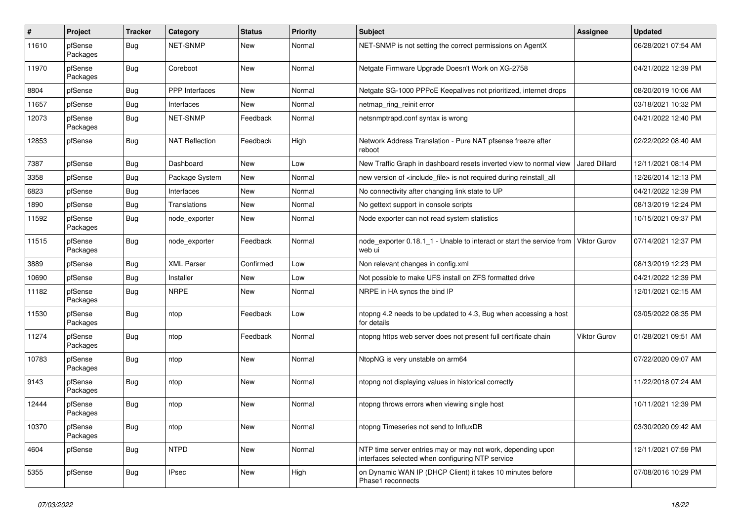| # | Project | Tracker | Category | Status | Priority | Subject | Assignee | Updated |
|---|---|---|---|---|---|---|---|---|
| 11610 | pfSense Packages | Bug | NET-SNMP | New | Normal | NET-SNMP is not setting the correct permissions on AgentX | | 06/28/2021 07:54 AM |
| 11970 | pfSense Packages | Bug | Coreboot | New | Normal | Netgate Firmware Upgrade Doesn't Work on XG-2758 | | 04/21/2022 12:39 PM |
| 8804 | pfSense | Bug | PPP Interfaces | New | Normal | Netgate SG-1000 PPPoE Keepalives not prioritized, internet drops | | 08/20/2019 10:06 AM |
| 11657 | pfSense | Bug | Interfaces | New | Normal | netmap_ring_reinit error | | 03/18/2021 10:32 PM |
| 12073 | pfSense Packages | Bug | NET-SNMP | Feedback | Normal | netsnmptrapd.conf syntax is wrong | | 04/21/2022 12:40 PM |
| 12853 | pfSense | Bug | NAT Reflection | Feedback | High | Network Address Translation - Pure NAT pfsense freeze after reboot | | 02/22/2022 08:40 AM |
| 7387 | pfSense | Bug | Dashboard | New | Low | New Traffic Graph in dashboard resets inverted view to normal view | Jared Dillard | 12/11/2021 08:14 PM |
| 3358 | pfSense | Bug | Package System | New | Normal | new version of <include_file> is not required during reinstall_all | | 12/26/2014 12:13 PM |
| 6823 | pfSense | Bug | Interfaces | New | Normal | No connectivity after changing link state to UP | | 04/21/2022 12:39 PM |
| 1890 | pfSense | Bug | Translations | New | Normal | No gettext support in console scripts | | 08/13/2019 12:24 PM |
| 11592 | pfSense Packages | Bug | node_exporter | New | Normal | Node exporter can not read system statistics | | 10/15/2021 09:37 PM |
| 11515 | pfSense Packages | Bug | node_exporter | Feedback | Normal | node_exporter 0.18.1_1 - Unable to interact or start the service from web ui | Viktor Gurov | 07/14/2021 12:37 PM |
| 3889 | pfSense | Bug | XML Parser | Confirmed | Low | Non relevant changes in config.xml | | 08/13/2019 12:23 PM |
| 10690 | pfSense | Bug | Installer | New | Low | Not possible to make UFS install on ZFS formatted drive | | 04/21/2022 12:39 PM |
| 11182 | pfSense Packages | Bug | NRPE | New | Normal | NRPE in HA syncs the bind IP | | 12/01/2021 02:15 AM |
| 11530 | pfSense Packages | Bug | ntop | Feedback | Low | ntopng 4.2 needs to be updated to 4.3, Bug when accessing a host for details | | 03/05/2022 08:35 PM |
| 11274 | pfSense Packages | Bug | ntop | Feedback | Normal | ntopng https web server does not present full certificate chain | Viktor Gurov | 01/28/2021 09:51 AM |
| 10783 | pfSense Packages | Bug | ntop | New | Normal | NtopNG is very unstable on arm64 | | 07/22/2020 09:07 AM |
| 9143 | pfSense Packages | Bug | ntop | New | Normal | ntopng not displaying values in historical correctly | | 11/22/2018 07:24 AM |
| 12444 | pfSense Packages | Bug | ntop | New | Normal | ntopng throws errors when viewing single host | | 10/11/2021 12:39 PM |
| 10370 | pfSense Packages | Bug | ntop | New | Normal | ntopng Timeseries not send to InfluxDB | | 03/30/2020 09:42 AM |
| 4604 | pfSense | Bug | NTPD | New | Normal | NTP time server entries may or may not work, depending upon interfaces selected when configuring NTP service | | 12/11/2021 07:59 PM |
| 5355 | pfSense | Bug | IPsec | New | High | on Dynamic WAN IP (DHCP Client) it takes 10 minutes before Phase1 reconnects | | 07/08/2016 10:29 PM |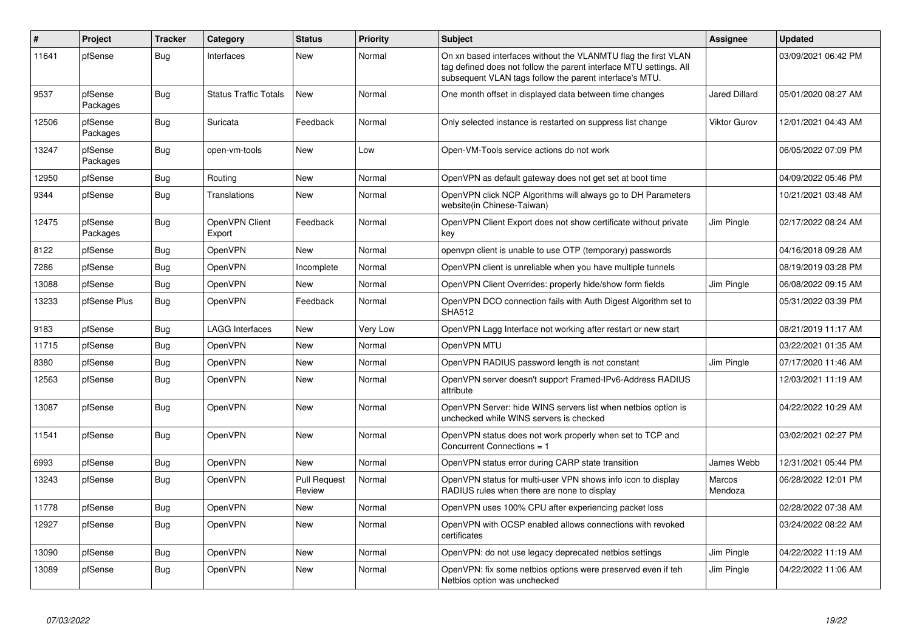| # | Project | Tracker | Category | Status | Priority | Subject | Assignee | Updated |
|---|---|---|---|---|---|---|---|---|
| 11641 | pfSense | Bug | Interfaces | New | Normal | On xn based interfaces without the VLANMTU flag the first VLAN tag defined does not follow the parent interface MTU settings. All subsequent VLAN tags follow the parent interface's MTU. | | 03/09/2021 06:42 PM |
| 9537 | pfSense Packages | Bug | Status Traffic Totals | New | Normal | One month offset in displayed data between time changes | Jared Dillard | 05/01/2020 08:27 AM |
| 12506 | pfSense Packages | Bug | Suricata | Feedback | Normal | Only selected instance is restarted on suppress list change | Viktor Gurov | 12/01/2021 04:43 AM |
| 13247 | pfSense Packages | Bug | open-vm-tools | New | Low | Open-VM-Tools service actions do not work | | 06/05/2022 07:09 PM |
| 12950 | pfSense | Bug | Routing | New | Normal | OpenVPN as default gateway does not get set at boot time | | 04/09/2022 05:46 PM |
| 9344 | pfSense | Bug | Translations | New | Normal | OpenVPN click NCP Algorithms will always go to DH Parameters website(in Chinese-Taiwan) | | 10/21/2021 03:48 AM |
| 12475 | pfSense Packages | Bug | OpenVPN Client Export | Feedback | Normal | OpenVPN Client Export does not show certificate without private key | Jim Pingle | 02/17/2022 08:24 AM |
| 8122 | pfSense | Bug | OpenVPN | New | Normal | openvpn client is unable to use OTP (temporary) passwords | | 04/16/2018 09:28 AM |
| 7286 | pfSense | Bug | OpenVPN | Incomplete | Normal | OpenVPN client is unreliable when you have multiple tunnels | | 08/19/2019 03:28 PM |
| 13088 | pfSense | Bug | OpenVPN | New | Normal | OpenVPN Client Overrides: properly hide/show form fields | Jim Pingle | 06/08/2022 09:15 AM |
| 13233 | pfSense Plus | Bug | OpenVPN | Feedback | Normal | OpenVPN DCO connection fails with Auth Digest Algorithm set to SHA512 | | 05/31/2022 03:39 PM |
| 9183 | pfSense | Bug | LAGG Interfaces | New | Very Low | OpenVPN Lagg Interface not working after restart or new start | | 08/21/2019 11:17 AM |
| 11715 | pfSense | Bug | OpenVPN | New | Normal | OpenVPN MTU | | 03/22/2021 01:35 AM |
| 8380 | pfSense | Bug | OpenVPN | New | Normal | OpenVPN RADIUS password length is not constant | Jim Pingle | 07/17/2020 11:46 AM |
| 12563 | pfSense | Bug | OpenVPN | New | Normal | OpenVPN server doesn't support Framed-IPv6-Address RADIUS attribute | | 12/03/2021 11:19 AM |
| 13087 | pfSense | Bug | OpenVPN | New | Normal | OpenVPN Server: hide WINS servers list when netbios option is unchecked while WINS servers is checked | | 04/22/2022 10:29 AM |
| 11541 | pfSense | Bug | OpenVPN | New | Normal | OpenVPN status does not work properly when set to TCP and Concurrent Connections = 1 | | 03/02/2021 02:27 PM |
| 6993 | pfSense | Bug | OpenVPN | New | Normal | OpenVPN status error during CARP state transition | James Webb | 12/31/2021 05:44 PM |
| 13243 | pfSense | Bug | OpenVPN | Pull Request Review | Normal | OpenVPN status for multi-user VPN shows info icon to display RADIUS rules when there are none to display | Marcos Mendoza | 06/28/2022 12:01 PM |
| 11778 | pfSense | Bug | OpenVPN | New | Normal | OpenVPN uses 100% CPU after experiencing packet loss | | 02/28/2022 07:38 AM |
| 12927 | pfSense | Bug | OpenVPN | New | Normal | OpenVPN with OCSP enabled allows connections with revoked certificates | | 03/24/2022 08:22 AM |
| 13090 | pfSense | Bug | OpenVPN | New | Normal | OpenVPN: do not use legacy deprecated netbios settings | Jim Pingle | 04/22/2022 11:19 AM |
| 13089 | pfSense | Bug | OpenVPN | New | Normal | OpenVPN: fix some netbios options were preserved even if teh Netbios option was unchecked | Jim Pingle | 04/22/2022 11:06 AM |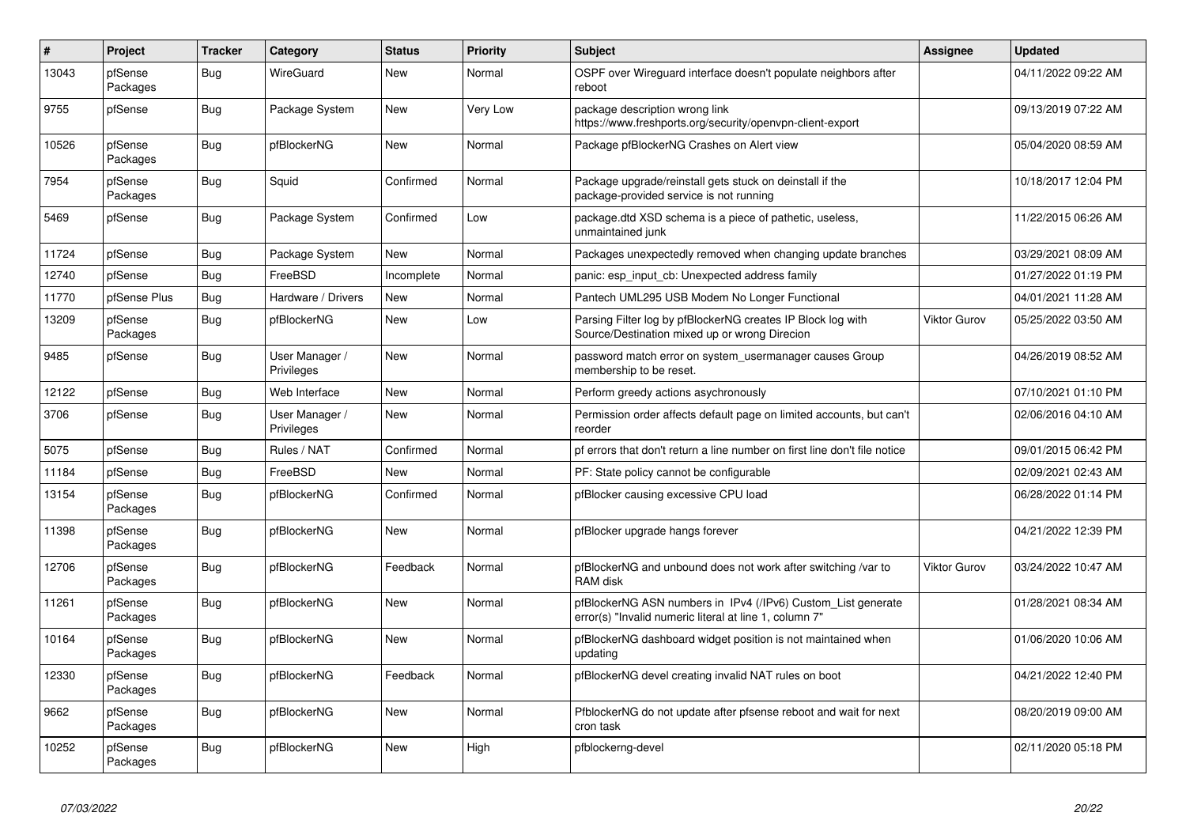| # | Project | Tracker | Category | Status | Priority | Subject | Assignee | Updated |
|---|---|---|---|---|---|---|---|---|
| 13043 | pfSense Packages | Bug | WireGuard | New | Normal | OSPF over Wireguard interface doesn't populate neighbors after reboot | | 04/11/2022 09:22 AM |
| 9755 | pfSense | Bug | Package System | New | Very Low | package description wrong link https://www.freshports.org/security/openvpn-client-export | | 09/13/2019 07:22 AM |
| 10526 | pfSense Packages | Bug | pfBlockerNG | New | Normal | Package pfBlockerNG Crashes on Alert view | | 05/04/2020 08:59 AM |
| 7954 | pfSense Packages | Bug | Squid | Confirmed | Normal | Package upgrade/reinstall gets stuck on deinstall if the package-provided service is not running | | 10/18/2017 12:04 PM |
| 5469 | pfSense | Bug | Package System | Confirmed | Low | package.dtd XSD schema is a piece of pathetic, useless, unmaintained junk | | 11/22/2015 06:26 AM |
| 11724 | pfSense | Bug | Package System | New | Normal | Packages unexpectedly removed when changing update branches | | 03/29/2021 08:09 AM |
| 12740 | pfSense | Bug | FreeBSD | Incomplete | Normal | panic: esp_input_cb: Unexpected address family | | 01/27/2022 01:19 PM |
| 11770 | pfSense Plus | Bug | Hardware / Drivers | New | Normal | Pantech UML295 USB Modem No Longer Functional | | 04/01/2021 11:28 AM |
| 13209 | pfSense Packages | Bug | pfBlockerNG | New | Low | Parsing Filter log by pfBlockerNG creates IP Block log with Source/Destination mixed up or wrong Direcion | Viktor Gurov | 05/25/2022 03:50 AM |
| 9485 | pfSense | Bug | User Manager / Privileges | New | Normal | password match error on system_usermanager causes Group membership to be reset. | | 04/26/2019 08:52 AM |
| 12122 | pfSense | Bug | Web Interface | New | Normal | Perform greedy actions asychronously | | 07/10/2021 01:10 PM |
| 3706 | pfSense | Bug | User Manager / Privileges | New | Normal | Permission order affects default page on limited accounts, but can't reorder | | 02/06/2016 04:10 AM |
| 5075 | pfSense | Bug | Rules / NAT | Confirmed | Normal | pf errors that don't return a line number on first line don't file notice | | 09/01/2015 06:42 PM |
| 11184 | pfSense | Bug | FreeBSD | New | Normal | PF: State policy cannot be configurable | | 02/09/2021 02:43 AM |
| 13154 | pfSense Packages | Bug | pfBlockerNG | Confirmed | Normal | pfBlocker causing excessive CPU load | | 06/28/2022 01:14 PM |
| 11398 | pfSense Packages | Bug | pfBlockerNG | New | Normal | pfBlocker upgrade hangs forever | | 04/21/2022 12:39 PM |
| 12706 | pfSense Packages | Bug | pfBlockerNG | Feedback | Normal | pfBlockerNG and unbound does not work after switching /var to RAM disk | Viktor Gurov | 03/24/2022 10:47 AM |
| 11261 | pfSense Packages | Bug | pfBlockerNG | New | Normal | pfBlockerNG ASN numbers in IPv4 (/IPv6) Custom_List generate error(s) "Invalid numeric literal at line 1, column 7" | | 01/28/2021 08:34 AM |
| 10164 | pfSense Packages | Bug | pfBlockerNG | New | Normal | pfBlockerNG dashboard widget position is not maintained when updating | | 01/06/2020 10:06 AM |
| 12330 | pfSense Packages | Bug | pfBlockerNG | Feedback | Normal | pfBlockerNG devel creating invalid NAT rules on boot | | 04/21/2022 12:40 PM |
| 9662 | pfSense Packages | Bug | pfBlockerNG | New | Normal | PfblockerNG do not update after pfsense reboot and wait for next cron task | | 08/20/2019 09:00 AM |
| 10252 | pfSense Packages | Bug | pfBlockerNG | New | High | pfblockerng-devel | | 02/11/2020 05:18 PM |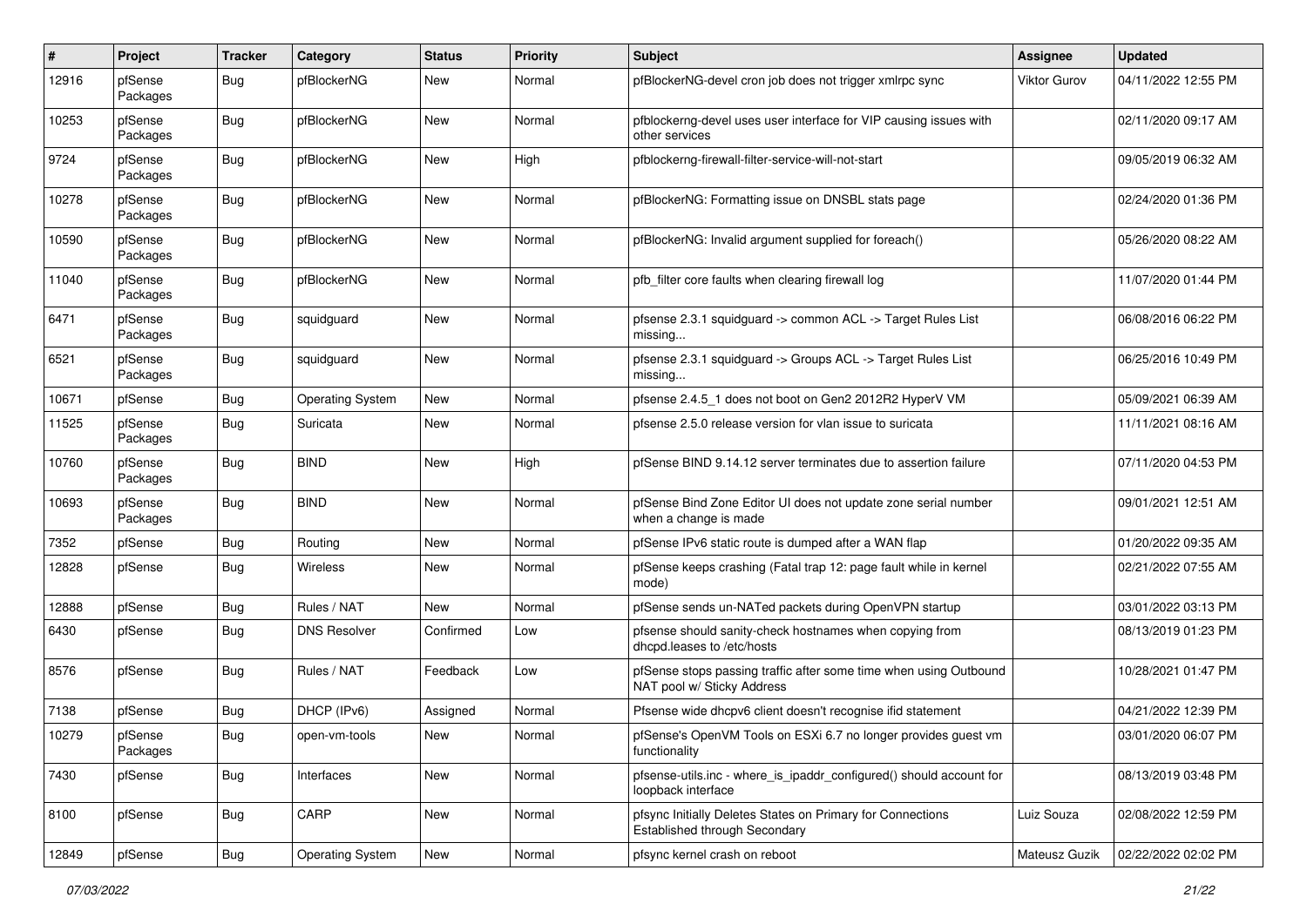| # | Project | Tracker | Category | Status | Priority | Subject | Assignee | Updated |
|---|---|---|---|---|---|---|---|---|
| 12916 | pfSense Packages | Bug | pfBlockerNG | New | Normal | pfBlockerNG-devel cron job does not trigger xmlrpc sync | Viktor Gurov | 04/11/2022 12:55 PM |
| 10253 | pfSense Packages | Bug | pfBlockerNG | New | Normal | pfblockerng-devel uses user interface for VIP causing issues with other services | | 02/11/2020 09:17 AM |
| 9724 | pfSense Packages | Bug | pfBlockerNG | New | High | pfblockerng-firewall-filter-service-will-not-start | | 09/05/2019 06:32 AM |
| 10278 | pfSense Packages | Bug | pfBlockerNG | New | Normal | pfBlockerNG: Formatting issue on DNSBL stats page | | 02/24/2020 01:36 PM |
| 10590 | pfSense Packages | Bug | pfBlockerNG | New | Normal | pfBlockerNG: Invalid argument supplied for foreach() | | 05/26/2020 08:22 AM |
| 11040 | pfSense Packages | Bug | pfBlockerNG | New | Normal | pfb_filter core faults when clearing firewall log | | 11/07/2020 01:44 PM |
| 6471 | pfSense Packages | Bug | squidguard | New | Normal | pfsense 2.3.1 squidguard -> common ACL -> Target Rules List missing... | | 06/08/2016 06:22 PM |
| 6521 | pfSense Packages | Bug | squidguard | New | Normal | pfsense 2.3.1 squidguard -> Groups ACL -> Target Rules List missing... | | 06/25/2016 10:49 PM |
| 10671 | pfSense | Bug | Operating System | New | Normal | pfsense 2.4.5_1 does not boot on Gen2 2012R2 HyperV VM | | 05/09/2021 06:39 AM |
| 11525 | pfSense Packages | Bug | Suricata | New | Normal | pfsense 2.5.0 release version for vlan issue to suricata | | 11/11/2021 08:16 AM |
| 10760 | pfSense Packages | Bug | BIND | New | High | pfSense BIND 9.14.12 server terminates due to assertion failure | | 07/11/2020 04:53 PM |
| 10693 | pfSense Packages | Bug | BIND | New | Normal | pfSense Bind Zone Editor UI does not update zone serial number when a change is made | | 09/01/2021 12:51 AM |
| 7352 | pfSense | Bug | Routing | New | Normal | pfSense IPv6 static route is dumped after a WAN flap | | 01/20/2022 09:35 AM |
| 12828 | pfSense | Bug | Wireless | New | Normal | pfSense keeps crashing (Fatal trap 12: page fault while in kernel mode) | | 02/21/2022 07:55 AM |
| 12888 | pfSense | Bug | Rules / NAT | New | Normal | pfSense sends un-NATed packets during OpenVPN startup | | 03/01/2022 03:13 PM |
| 6430 | pfSense | Bug | DNS Resolver | Confirmed | Low | pfsense should sanity-check hostnames when copying from dhcpd.leases to /etc/hosts | | 08/13/2019 01:23 PM |
| 8576 | pfSense | Bug | Rules / NAT | Feedback | Low | pfSense stops passing traffic after some time when using Outbound NAT pool w/ Sticky Address | | 10/28/2021 01:47 PM |
| 7138 | pfSense | Bug | DHCP (IPv6) | Assigned | Normal | Pfsense wide dhcpv6 client doesn't recognise ifid statement | | 04/21/2022 12:39 PM |
| 10279 | pfSense Packages | Bug | open-vm-tools | New | Normal | pfSense's OpenVM Tools on ESXi 6.7 no longer provides guest vm functionality | | 03/01/2020 06:07 PM |
| 7430 | pfSense | Bug | Interfaces | New | Normal | pfsense-utils.inc - where_is_ipaddr_configured() should account for loopback interface | | 08/13/2019 03:48 PM |
| 8100 | pfSense | Bug | CARP | New | Normal | pfsync Initially Deletes States on Primary for Connections Established through Secondary | Luiz Souza | 02/08/2022 12:59 PM |
| 12849 | pfSense | Bug | Operating System | New | Normal | pfsync kernel crash on reboot | Mateusz Guzik | 02/22/2022 02:02 PM |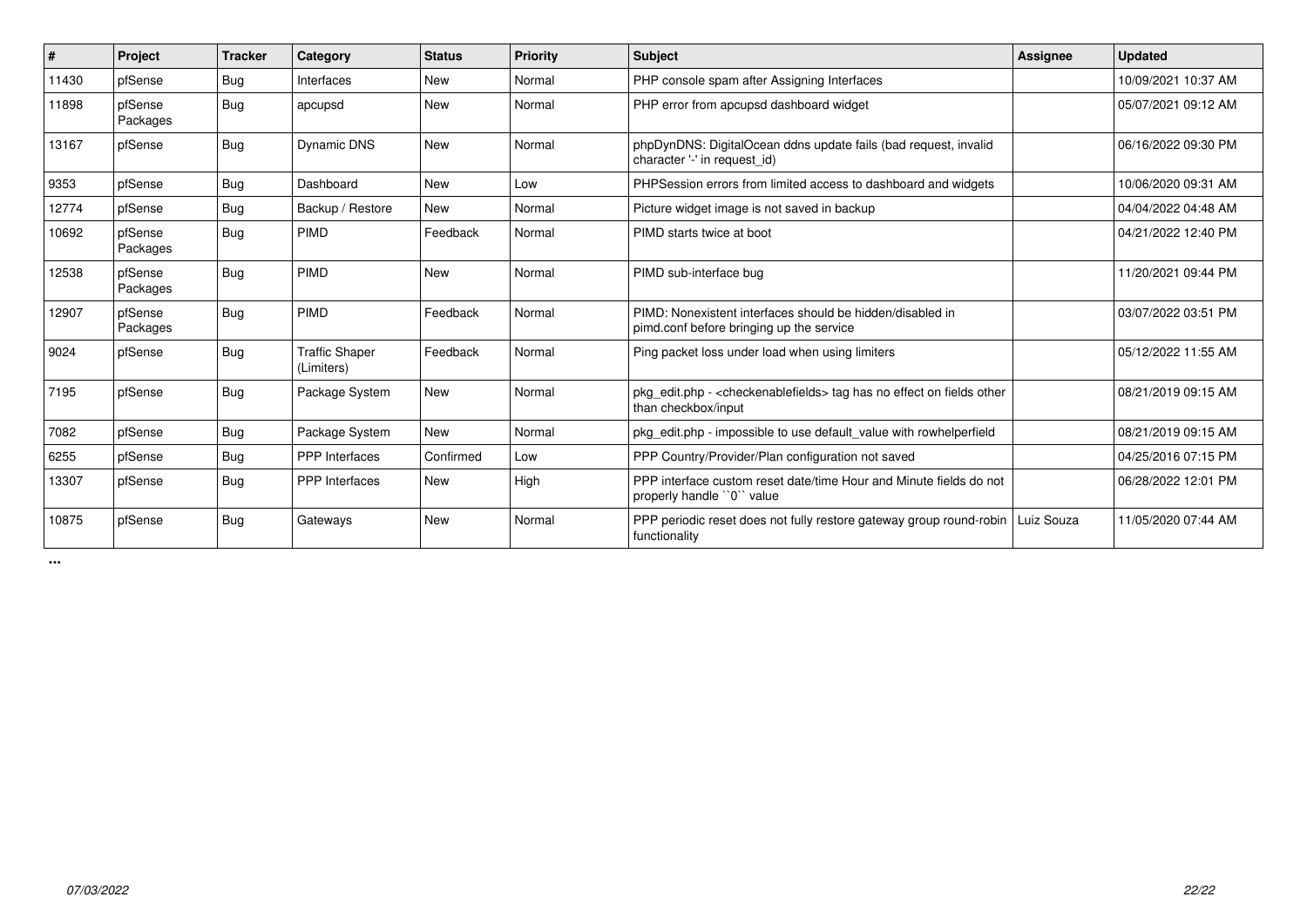| # | Project | Tracker | Category | Status | Priority | Subject | Assignee | Updated |
|---|---|---|---|---|---|---|---|---|
| 11430 | pfSense | Bug | Interfaces | New | Normal | PHP console spam after Assigning Interfaces | | 10/09/2021 10:37 AM |
| 11898 | pfSense Packages | Bug | apcupsd | New | Normal | PHP error from apcupsd dashboard widget | | 05/07/2021 09:12 AM |
| 13167 | pfSense | Bug | Dynamic DNS | New | Normal | phpDynDNS: DigitalOcean ddns update fails (bad request, invalid character '-' in request_id) | | 06/16/2022 09:30 PM |
| 9353 | pfSense | Bug | Dashboard | New | Low | PHPSession errors from limited access to dashboard and widgets | | 10/06/2020 09:31 AM |
| 12774 | pfSense | Bug | Backup / Restore | New | Normal | Picture widget image is not saved in backup | | 04/04/2022 04:48 AM |
| 10692 | pfSense Packages | Bug | PIMD | Feedback | Normal | PIMD starts twice at boot | | 04/21/2022 12:40 PM |
| 12538 | pfSense Packages | Bug | PIMD | New | Normal | PIMD sub-interface bug | | 11/20/2021 09:44 PM |
| 12907 | pfSense Packages | Bug | PIMD | Feedback | Normal | PIMD: Nonexistent interfaces should be hidden/disabled in pimd.conf before bringing up the service | | 03/07/2022 03:51 PM |
| 9024 | pfSense | Bug | Traffic Shaper (Limiters) | Feedback | Normal | Ping packet loss under load when using limiters | | 05/12/2022 11:55 AM |
| 7195 | pfSense | Bug | Package System | New | Normal | pkg_edit.php - <checkenablefields> tag has no effect on fields other than checkbox/input | | 08/21/2019 09:15 AM |
| 7082 | pfSense | Bug | Package System | New | Normal | pkg_edit.php - impossible to use default_value with rowhelperfield | | 08/21/2019 09:15 AM |
| 6255 | pfSense | Bug | PPP Interfaces | Confirmed | Low | PPP Country/Provider/Plan configuration not saved | | 04/25/2016 07:15 PM |
| 13307 | pfSense | Bug | PPP Interfaces | New | High | PPP interface custom reset date/time Hour and Minute fields do not properly handle ``0`` value | | 06/28/2022 12:01 PM |
| 10875 | pfSense | Bug | Gateways | New | Normal | PPP periodic reset does not fully restore gateway group round-robin functionality | Luiz Souza | 11/05/2020 07:44 AM |

...